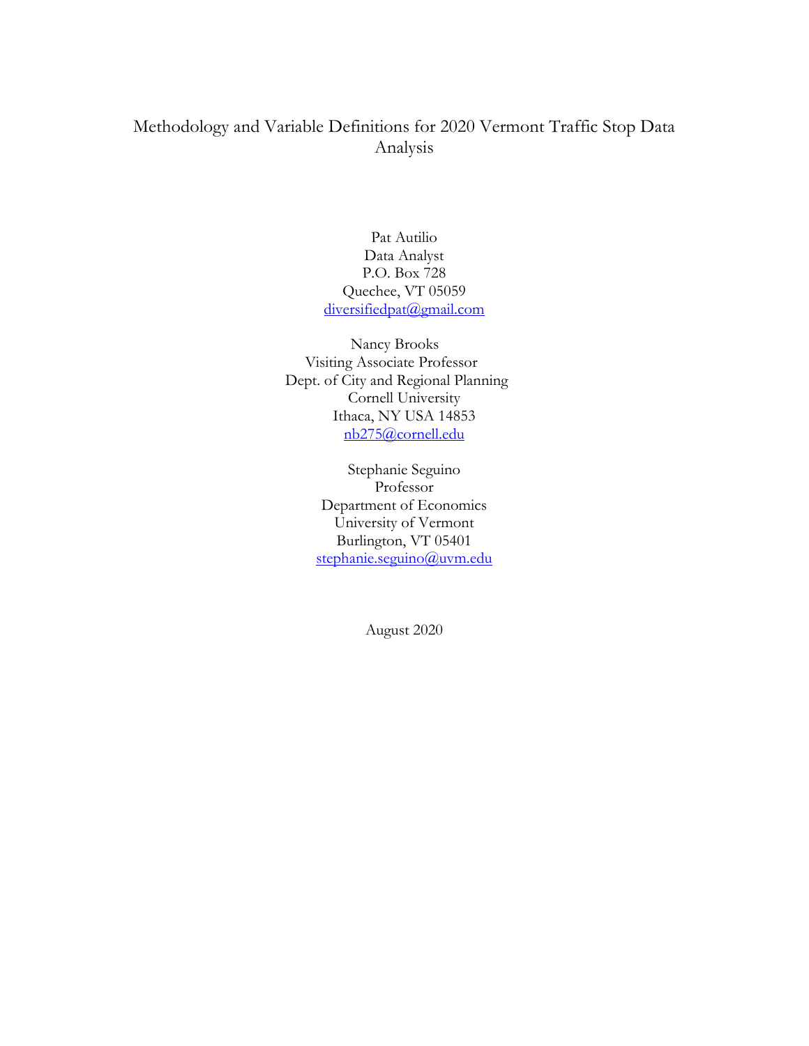# Methodology and Variable Definitions for 2020 Vermont Traffic Stop Data Analysis

Pat Autilio
Data Analyst
P.O. Box 728
Quechee, VT 05059
diversifiedpat@gmail.com

Nancy Brooks
Visiting Associate Professor
Dept. of City and Regional Planning
Cornell University
Ithaca, NY USA 14853
nb275@cornell.edu

Stephanie Seguino
Professor
Department of Economics
University of Vermont
Burlington, VT 05401
stephanie.seguino@uvm.edu

August 2020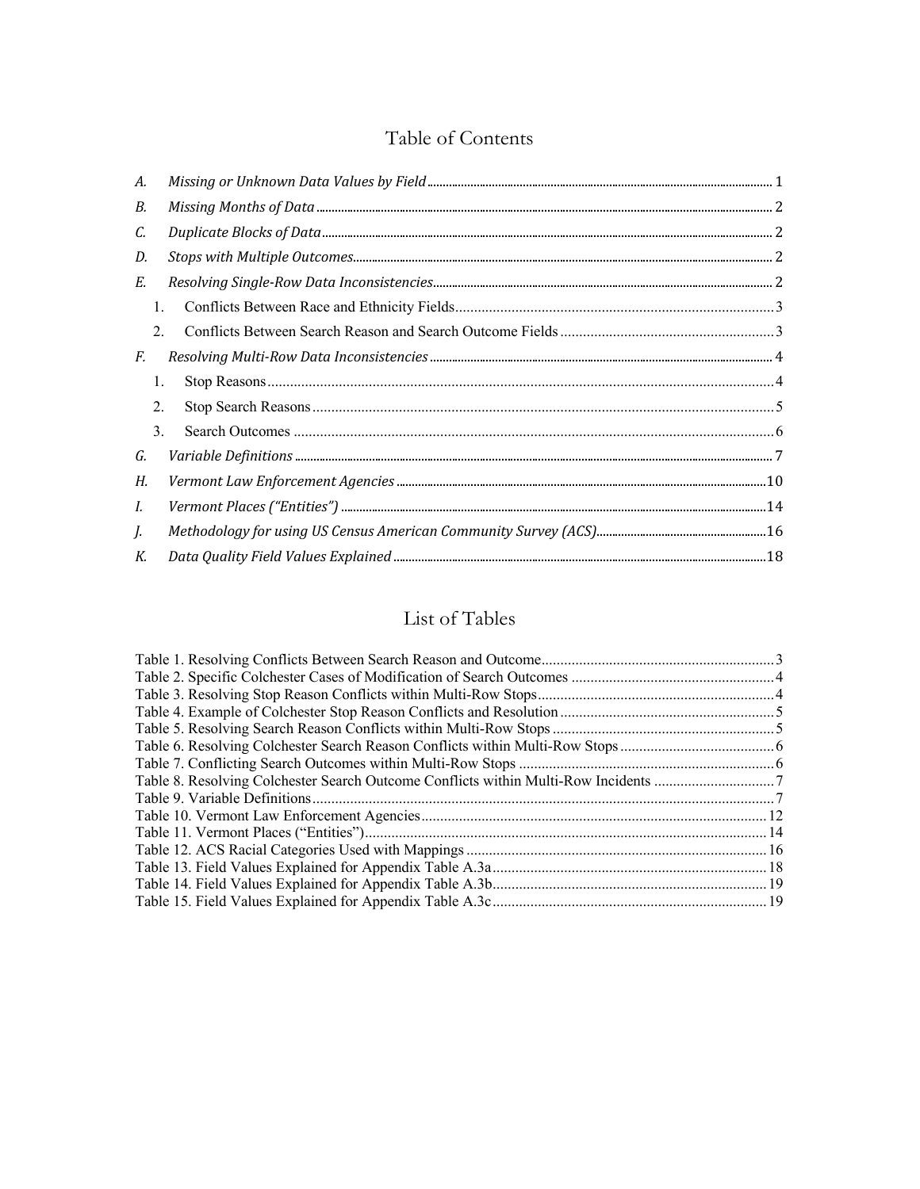# Table of Contents

A. *Missing or Unknown Data Values by Field* .......... 1

B. *Missing Months of Data* .......... 2

C. *Duplicate Blocks of Data* .......... 2

D. *Stops with Multiple Outcomes* .......... 2

E. *Resolving Single-Row Data Inconsistencies* .......... 2

  1. Conflicts Between Race and Ethnicity Fields .......... 3
  2. Conflicts Between Search Reason and Search Outcome Fields .......... 3

F. *Resolving Multi-Row Data Inconsistencies* .......... 4

  1. Stop Reasons .......... 4
  2. Stop Search Reasons .......... 5
  3. Search Outcomes .......... 6

G. *Variable Definitions* .......... 7

H. *Vermont Law Enforcement Agencies* .......... 10

I. *Vermont Places ("Entities")* .......... 14

J. *Methodology for using US Census American Community Survey (ACS)* .......... 16

K. *Data Quality Field Values Explained* .......... 18

# List of Tables

Table 1. Resolving Conflicts Between Search Reason and Outcome .......... 3
Table 2. Specific Colchester Cases of Modification of Search Outcomes .......... 4
Table 3. Resolving Stop Reason Conflicts within Multi-Row Stops .......... 4
Table 4. Example of Colchester Stop Reason Conflicts and Resolution .......... 5
Table 5. Resolving Search Reason Conflicts within Multi-Row Stops .......... 5
Table 6. Resolving Colchester Search Reason Conflicts within Multi-Row Stops .......... 6
Table 7. Conflicting Search Outcomes within Multi-Row Stops .......... 6
Table 8. Resolving Colchester Search Outcome Conflicts within Multi-Row Incidents .......... 7
Table 9. Variable Definitions .......... 7
Table 10. Vermont Law Enforcement Agencies .......... 12
Table 11. Vermont Places ("Entities") .......... 14
Table 12. ACS Racial Categories Used with Mappings .......... 16
Table 13. Field Values Explained for Appendix Table A.3a .......... 18
Table 14. Field Values Explained for Appendix Table A.3b .......... 19
Table 15. Field Values Explained for Appendix Table A.3c .......... 19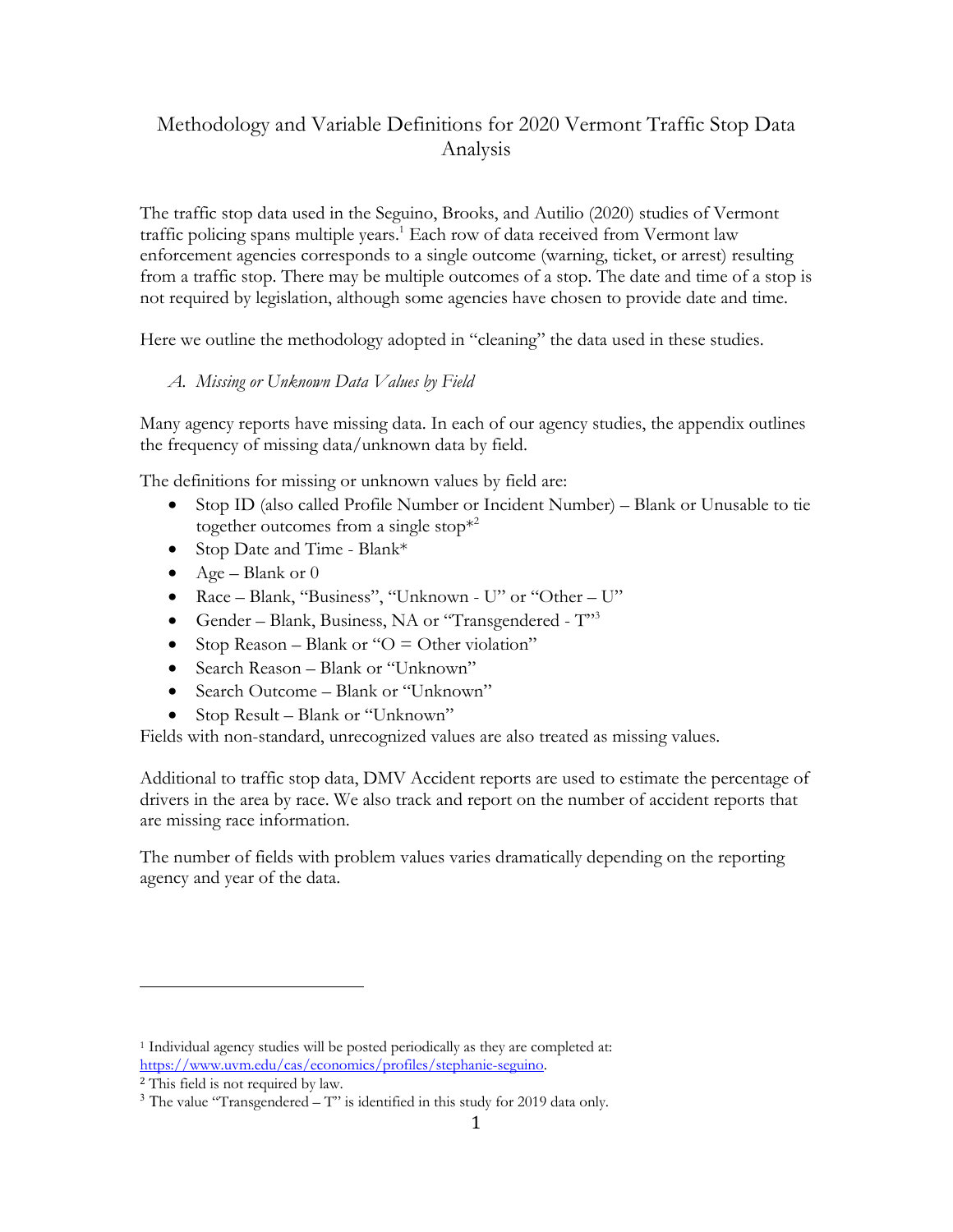# Methodology and Variable Definitions for 2020 Vermont Traffic Stop Data Analysis

The traffic stop data used in the Seguino, Brooks, and Autilio (2020) studies of Vermont traffic policing spans multiple years.[1] Each row of data received from Vermont law enforcement agencies corresponds to a single outcome (warning, ticket, or arrest) resulting from a traffic stop. There may be multiple outcomes of a stop. The date and time of a stop is not required by legislation, although some agencies have chosen to provide date and time.

Here we outline the methodology adopted in "cleaning" the data used in these studies.

*A. Missing or Unknown Data Values by Field*

Many agency reports have missing data. In each of our agency studies, the appendix outlines the frequency of missing data/unknown data by field.

The definitions for missing or unknown values by field are:

- Stop ID (also called Profile Number or Incident Number) – Blank or Unusable to tie together outcomes from a single stop*[2]
- Stop Date and Time - Blank*
- Age – Blank or 0
- Race – Blank, "Business", "Unknown - U" or "Other – U"
- Gender – Blank, Business, NA or "Transgendered - T"[3]
- Stop Reason – Blank or "O = Other violation"
- Search Reason – Blank or "Unknown"
- Search Outcome – Blank or "Unknown"
- Stop Result – Blank or "Unknown"

Fields with non-standard, unrecognized values are also treated as missing values.

Additional to traffic stop data, DMV Accident reports are used to estimate the percentage of drivers in the area by race. We also track and report on the number of accident reports that are missing race information.

The number of fields with problem values varies dramatically depending on the reporting agency and year of the data.

---

[1] Individual agency studies will be posted periodically as they are completed at: https://www.uvm.edu/cas/economics/profiles/stephanie-seguino.

[2] This field is not required by law.

[3] The value "Transgendered – T" is identified in this study for 2019 data only.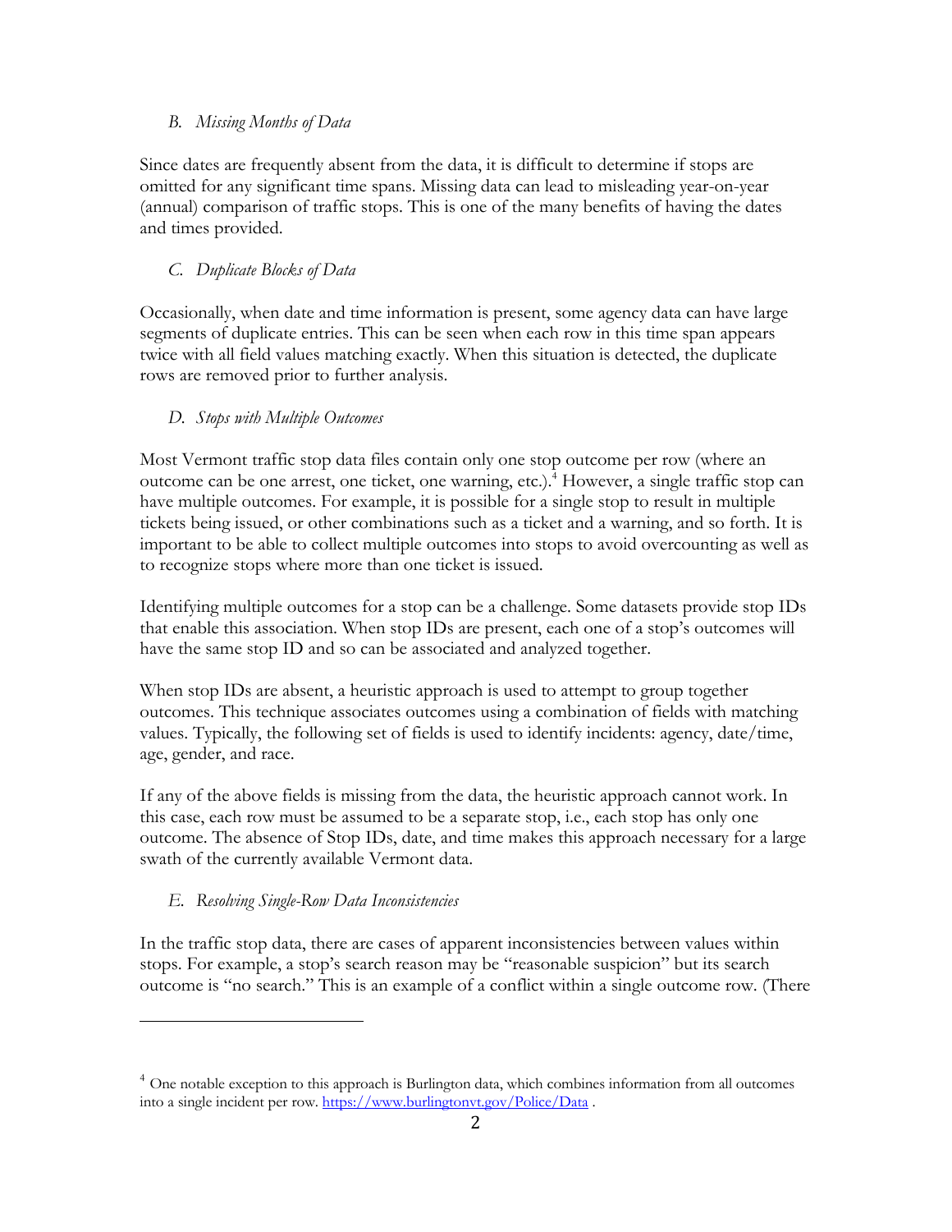### *B. Missing Months of Data*

Since dates are frequently absent from the data, it is difficult to determine if stops are omitted for any significant time spans. Missing data can lead to misleading year-on-year (annual) comparison of traffic stops. This is one of the many benefits of having the dates and times provided.

### *C. Duplicate Blocks of Data*

Occasionally, when date and time information is present, some agency data can have large segments of duplicate entries. This can be seen when each row in this time span appears twice with all field values matching exactly. When this situation is detected, the duplicate rows are removed prior to further analysis.

### *D. Stops with Multiple Outcomes*

Most Vermont traffic stop data files contain only one stop outcome per row (where an outcome can be one arrest, one ticket, one warning, etc.).[4] However, a single traffic stop can have multiple outcomes. For example, it is possible for a single stop to result in multiple tickets being issued, or other combinations such as a ticket and a warning, and so forth. It is important to be able to collect multiple outcomes into stops to avoid overcounting as well as to recognize stops where more than one ticket is issued.

Identifying multiple outcomes for a stop can be a challenge. Some datasets provide stop IDs that enable this association. When stop IDs are present, each one of a stop's outcomes will have the same stop ID and so can be associated and analyzed together.

When stop IDs are absent, a heuristic approach is used to attempt to group together outcomes. This technique associates outcomes using a combination of fields with matching values. Typically, the following set of fields is used to identify incidents: agency, date/time, age, gender, and race.

If any of the above fields is missing from the data, the heuristic approach cannot work. In this case, each row must be assumed to be a separate stop, i.e., each stop has only one outcome. The absence of Stop IDs, date, and time makes this approach necessary for a large swath of the currently available Vermont data.

### *E. Resolving Single-Row Data Inconsistencies*

In the traffic stop data, there are cases of apparent inconsistencies between values within stops. For example, a stop's search reason may be "reasonable suspicion" but its search outcome is "no search." This is an example of a conflict within a single outcome row. (There

---

[4] One notable exception to this approach is Burlington data, which combines information from all outcomes into a single incident per row. https://www.burlingtonvt.gov/Police/Data .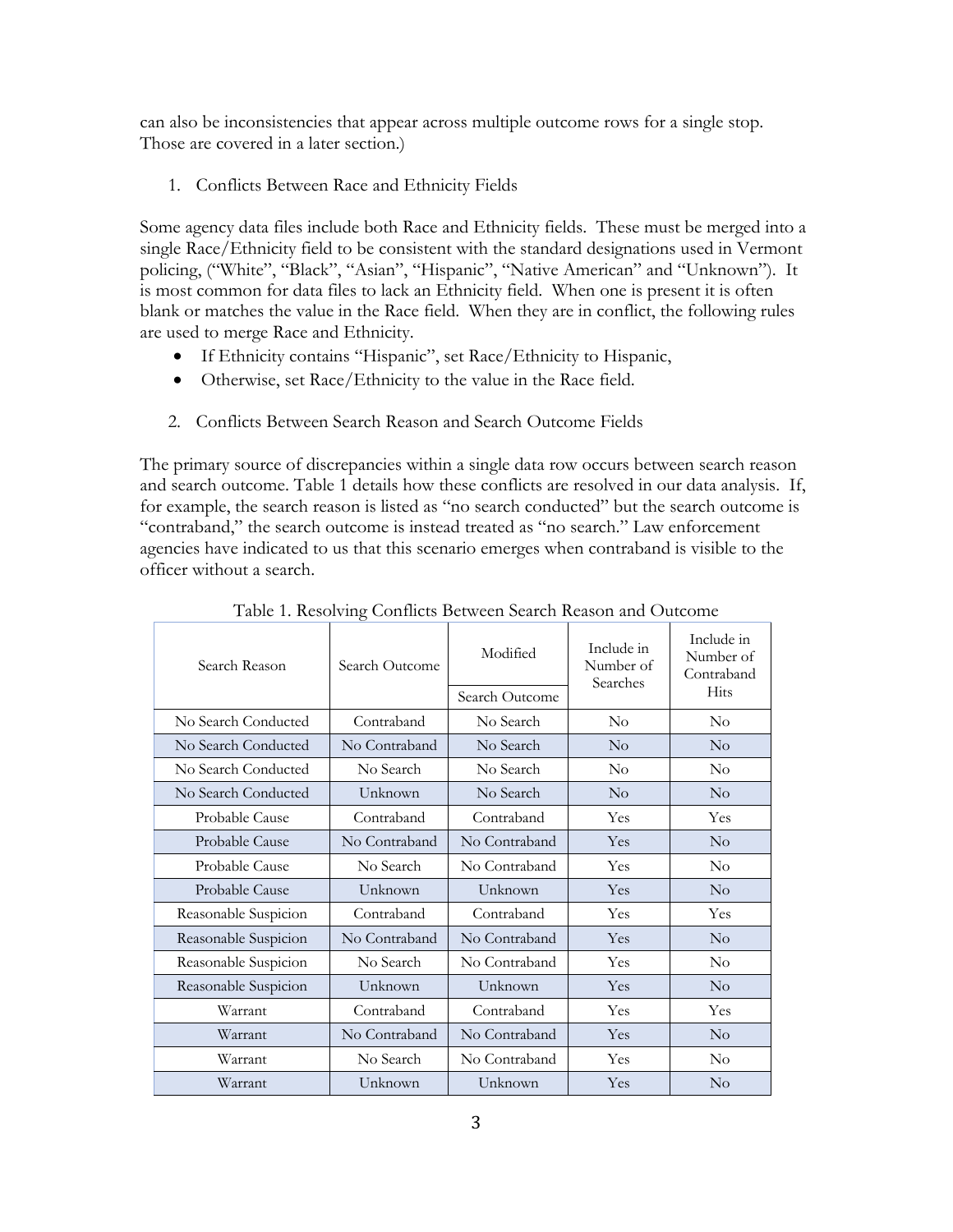can also be inconsistencies that appear across multiple outcome rows for a single stop. Those are covered in a later section.)

1. Conflicts Between Race and Ethnicity Fields

Some agency data files include both Race and Ethnicity fields. These must be merged into a single Race/Ethnicity field to be consistent with the standard designations used in Vermont policing, ("White", "Black", "Asian", "Hispanic", "Native American" and "Unknown"). It is most common for data files to lack an Ethnicity field. When one is present it is often blank or matches the value in the Race field. When they are in conflict, the following rules are used to merge Race and Ethnicity.

- If Ethnicity contains "Hispanic", set Race/Ethnicity to Hispanic,
- Otherwise, set Race/Ethnicity to the value in the Race field.

2. Conflicts Between Search Reason and Search Outcome Fields

The primary source of discrepancies within a single data row occurs between search reason and search outcome. Table 1 details how these conflicts are resolved in our data analysis. If, for example, the search reason is listed as "no search conducted" but the search outcome is "contraband," the search outcome is instead treated as "no search." Law enforcement agencies have indicated to us that this scenario emerges when contraband is visible to the officer without a search.

Table 1. Resolving Conflicts Between Search Reason and Outcome

| Search Reason | Search Outcome | Modified Search Outcome | Include in Number of Searches | Include in Number of Contraband Hits |
|---|---|---|---|---|
| No Search Conducted | Contraband | No Search | No | No |
| No Search Conducted | No Contraband | No Search | No | No |
| No Search Conducted | No Search | No Search | No | No |
| No Search Conducted | Unknown | No Search | No | No |
| Probable Cause | Contraband | Contraband | Yes | Yes |
| Probable Cause | No Contraband | No Contraband | Yes | No |
| Probable Cause | No Search | No Contraband | Yes | No |
| Probable Cause | Unknown | Unknown | Yes | No |
| Reasonable Suspicion | Contraband | Contraband | Yes | Yes |
| Reasonable Suspicion | No Contraband | No Contraband | Yes | No |
| Reasonable Suspicion | No Search | No Contraband | Yes | No |
| Reasonable Suspicion | Unknown | Unknown | Yes | No |
| Warrant | Contraband | Contraband | Yes | Yes |
| Warrant | No Contraband | No Contraband | Yes | No |
| Warrant | No Search | No Contraband | Yes | No |
| Warrant | Unknown | Unknown | Yes | No |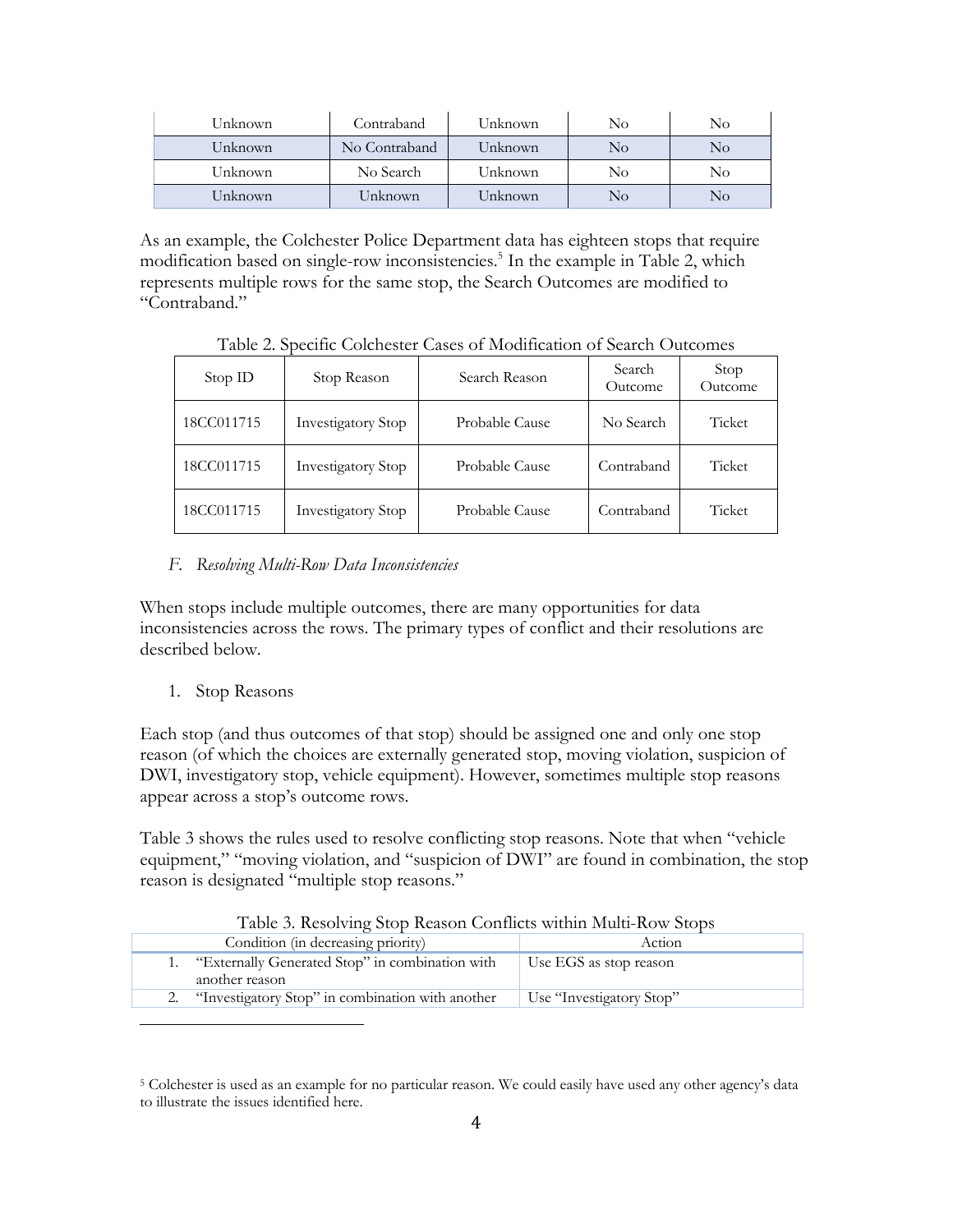| Unknown | Contraband | Unknown | No | No |
|---|---|---|---|---|
| Unknown | No Contraband | Unknown | No | No |
| Unknown | No Search | Unknown | No | No |
| Unknown | Unknown | Unknown | No | No |

As an example, the Colchester Police Department data has eighteen stops that require modification based on single-row inconsistencies.[5] In the example in Table 2, which represents multiple rows for the same stop, the Search Outcomes are modified to "Contraband."

Table 2. Specific Colchester Cases of Modification of Search Outcomes

| Stop ID | Stop Reason | Search Reason | Search Outcome | Stop Outcome |
|---|---|---|---|---|
| 18CC011715 | Investigatory Stop | Probable Cause | No Search | Ticket |
| 18CC011715 | Investigatory Stop | Probable Cause | Contraband | Ticket |
| 18CC011715 | Investigatory Stop | Probable Cause | Contraband | Ticket |

*F. Resolving Multi-Row Data Inconsistencies*

When stops include multiple outcomes, there are many opportunities for data inconsistencies across the rows. The primary types of conflict and their resolutions are described below.

1. Stop Reasons

Each stop (and thus outcomes of that stop) should be assigned one and only one stop reason (of which the choices are externally generated stop, moving violation, suspicion of DWI, investigatory stop, vehicle equipment). However, sometimes multiple stop reasons appear across a stop's outcome rows.

Table 3 shows the rules used to resolve conflicting stop reasons. Note that when "vehicle equipment," "moving violation, and "suspicion of DWI" are found in combination, the stop reason is designated "multiple stop reasons."

Table 3. Resolving Stop Reason Conflicts within Multi-Row Stops

| Condition (in decreasing priority) | Action |
|---|---|
| 1. "Externally Generated Stop" in combination with another reason | Use EGS as stop reason |
| 2. "Investigatory Stop" in combination with another | Use "Investigatory Stop" |

[5] Colchester is used as an example for no particular reason. We could easily have used any other agency's data to illustrate the issues identified here.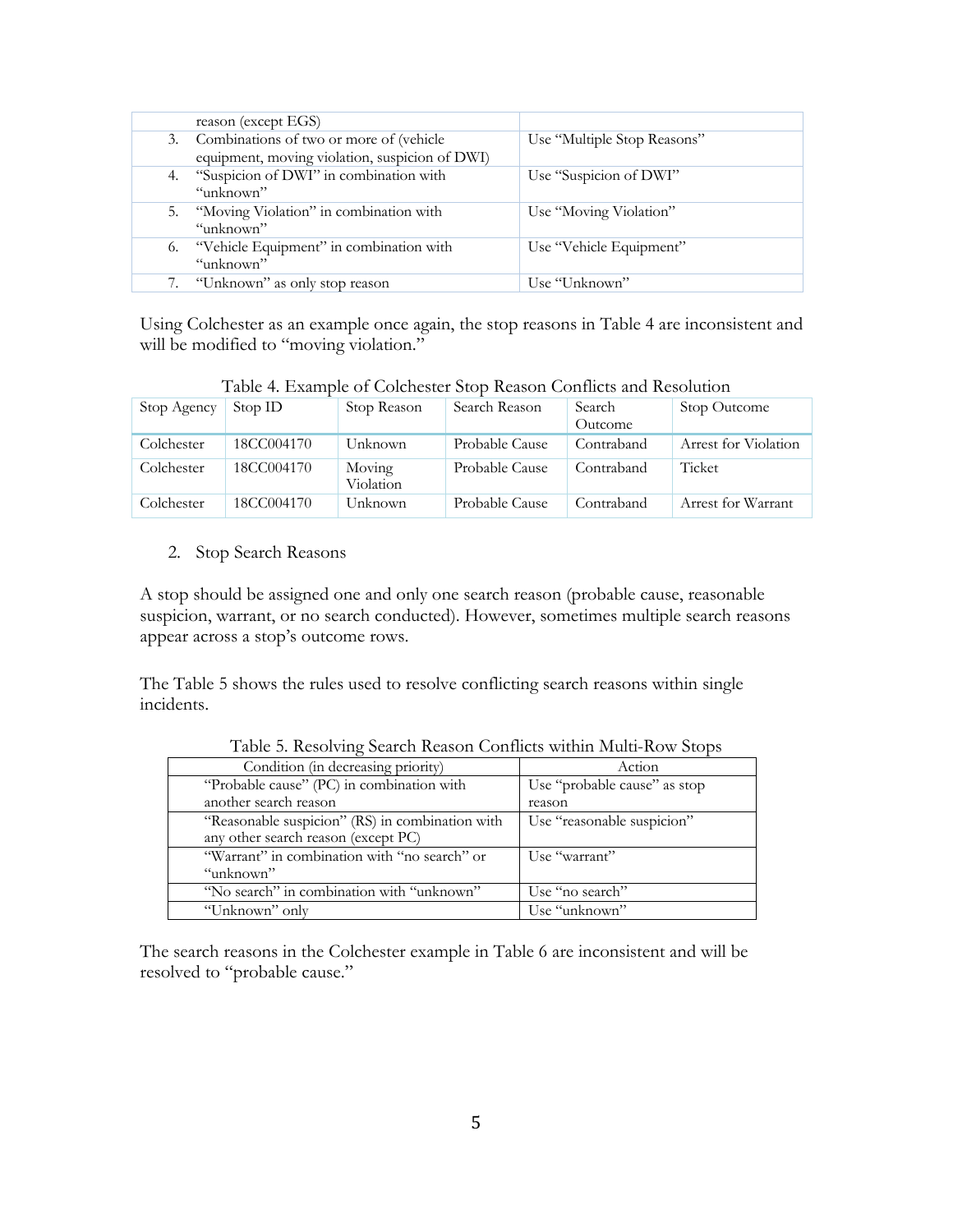| | |
|---|---|
| reason (except EGS) | |
| 3. Combinations of two or more of (vehicle equipment, moving violation, suspicion of DWI) | Use "Multiple Stop Reasons" |
| 4. "Suspicion of DWI" in combination with "unknown" | Use "Suspicion of DWI" |
| 5. "Moving Violation" in combination with "unknown" | Use "Moving Violation" |
| 6. "Vehicle Equipment" in combination with "unknown" | Use "Vehicle Equipment" |
| 7. "Unknown" as only stop reason | Use "Unknown" |

Using Colchester as an example once again, the stop reasons in Table 4 are inconsistent and will be modified to "moving violation."

Table 4. Example of Colchester Stop Reason Conflicts and Resolution

| Stop Agency | Stop ID | Stop Reason | Search Reason | Search Outcome | Stop Outcome |
|---|---|---|---|---|---|
| Colchester | 18CC004170 | Unknown | Probable Cause | Contraband | Arrest for Violation |
| Colchester | 18CC004170 | Moving Violation | Probable Cause | Contraband | Ticket |
| Colchester | 18CC004170 | Unknown | Probable Cause | Contraband | Arrest for Warrant |

2. Stop Search Reasons

A stop should be assigned one and only one search reason (probable cause, reasonable suspicion, warrant, or no search conducted). However, sometimes multiple search reasons appear across a stop's outcome rows.

The Table 5 shows the rules used to resolve conflicting search reasons within single incidents.

Table 5. Resolving Search Reason Conflicts within Multi-Row Stops

| Condition (in decreasing priority) | Action |
|---|---|
| "Probable cause" (PC) in combination with another search reason | Use "probable cause" as stop reason |
| "Reasonable suspicion" (RS) in combination with any other search reason (except PC) | Use "reasonable suspicion" |
| "Warrant" in combination with "no search" or "unknown" | Use "warrant" |
| "No search" in combination with "unknown" | Use "no search" |
| "Unknown" only | Use "unknown" |

The search reasons in the Colchester example in Table 6 are inconsistent and will be resolved to "probable cause."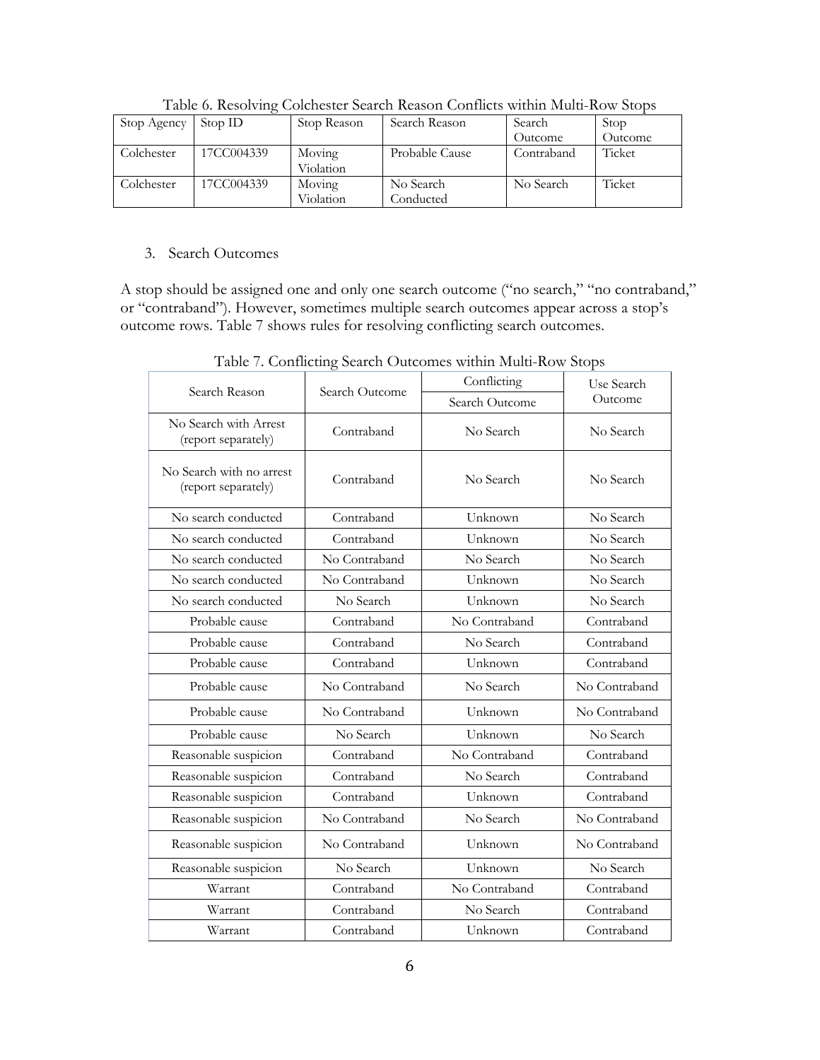Table 6. Resolving Colchester Search Reason Conflicts within Multi-Row Stops

| Stop Agency | Stop ID | Stop Reason | Search Reason | Search Outcome | Stop Outcome |
|---|---|---|---|---|---|
| Colchester | 17CC004339 | Moving Violation | Probable Cause | Contraband | Ticket |
| Colchester | 17CC004339 | Moving Violation | No Search Conducted | No Search | Ticket |

3. Search Outcomes

A stop should be assigned one and only one search outcome ("no search," "no contraband," or "contraband"). However, sometimes multiple search outcomes appear across a stop's outcome rows. Table 7 shows rules for resolving conflicting search outcomes.

Table 7. Conflicting Search Outcomes within Multi-Row Stops

| Search Reason | Search Outcome | Conflicting Search Outcome | Use Search Outcome |
|---|---|---|---|
| No Search with Arrest (report separately) | Contraband | No Search | No Search |
| No Search with no arrest (report separately) | Contraband | No Search | No Search |
| No search conducted | Contraband | Unknown | No Search |
| No search conducted | Contraband | Unknown | No Search |
| No search conducted | No Contraband | No Search | No Search |
| No search conducted | No Contraband | Unknown | No Search |
| No search conducted | No Search | Unknown | No Search |
| Probable cause | Contraband | No Contraband | Contraband |
| Probable cause | Contraband | No Search | Contraband |
| Probable cause | Contraband | Unknown | Contraband |
| Probable cause | No Contraband | No Search | No Contraband |
| Probable cause | No Contraband | Unknown | No Contraband |
| Probable cause | No Search | Unknown | No Search |
| Reasonable suspicion | Contraband | No Contraband | Contraband |
| Reasonable suspicion | Contraband | No Search | Contraband |
| Reasonable suspicion | Contraband | Unknown | Contraband |
| Reasonable suspicion | No Contraband | No Search | No Contraband |
| Reasonable suspicion | No Contraband | Unknown | No Contraband |
| Reasonable suspicion | No Search | Unknown | No Search |
| Warrant | Contraband | No Contraband | Contraband |
| Warrant | Contraband | No Search | Contraband |
| Warrant | Contraband | Unknown | Contraband |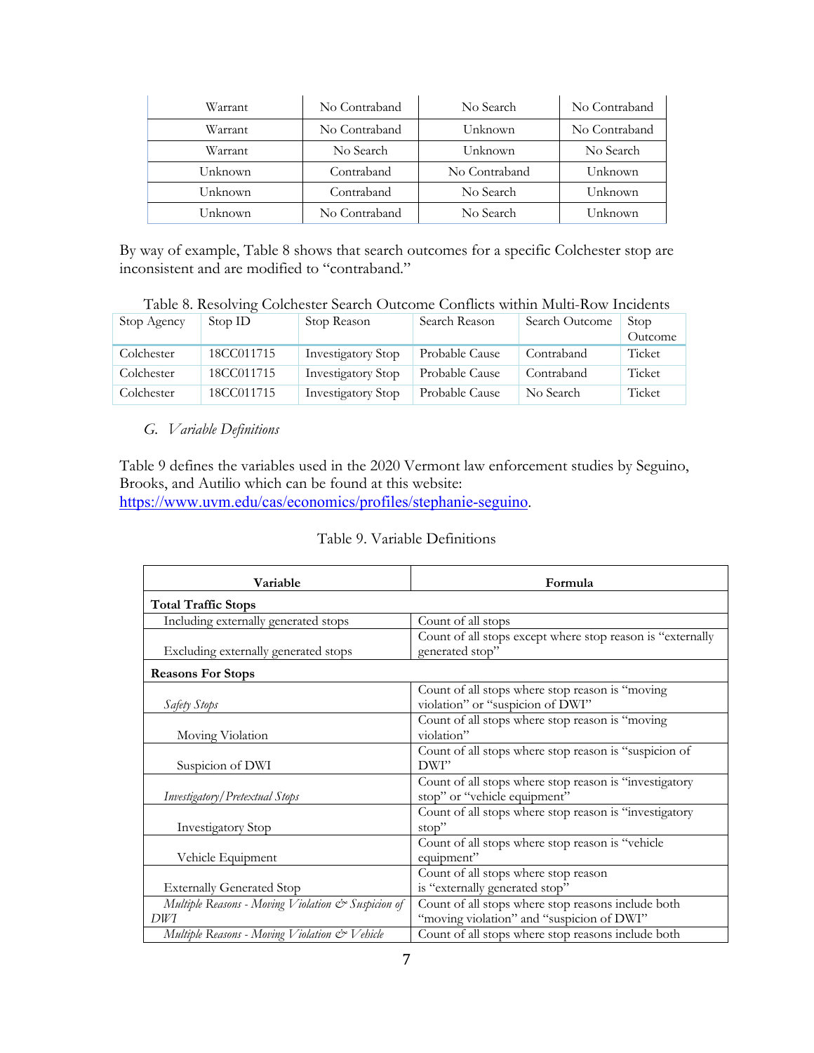| Warrant | No Contraband | No Search | No Contraband |
|---|---|---|---|
| Warrant | No Contraband | Unknown | No Contraband |
| Warrant | No Search | Unknown | No Search |
| Unknown | Contraband | No Contraband | Unknown |
| Unknown | Contraband | No Search | Unknown |
| Unknown | No Contraband | No Search | Unknown |

By way of example, Table 8 shows that search outcomes for a specific Colchester stop are inconsistent and are modified to "contraband."

Table 8. Resolving Colchester Search Outcome Conflicts within Multi-Row Incidents

| Stop Agency | Stop ID | Stop Reason | Search Reason | Search Outcome | Stop Outcome |
|---|---|---|---|---|---|
| Colchester | 18CC011715 | Investigatory Stop | Probable Cause | Contraband | Ticket |
| Colchester | 18CC011715 | Investigatory Stop | Probable Cause | Contraband | Ticket |
| Colchester | 18CC011715 | Investigatory Stop | Probable Cause | No Search | Ticket |

### *G. Variable Definitions*

Table 9 defines the variables used in the 2020 Vermont law enforcement studies by Seguino, Brooks, and Autilio which can be found at this website: https://www.uvm.edu/cas/economics/profiles/stephanie-seguino.

Table 9. Variable Definitions

| Variable | Formula |
|---|---|
| **Total Traffic Stops** | |
| Including externally generated stops | Count of all stops |
| Excluding externally generated stops | Count of all stops except where stop reason is "externally generated stop" |
| **Reasons For Stops** | |
| *Safety Stops* | Count of all stops where stop reason is "moving violation" or "suspicion of DWI" |
| Moving Violation | Count of all stops where stop reason is "moving violation" |
| Suspicion of DWI | Count of all stops where stop reason is "suspicion of DWI" |
| *Investigatory/Pretextual Stops* | Count of all stops where stop reason is "investigatory stop" or "vehicle equipment" |
| Investigatory Stop | Count of all stops where stop reason is "investigatory stop" |
| Vehicle Equipment | Count of all stops where stop reason is "vehicle equipment" |
| Externally Generated Stop | Count of all stops where stop reason is "externally generated stop" |
| *Multiple Reasons - Moving Violation & Suspicion of DWI* | Count of all stops where stop reasons include both "moving violation" and "suspicion of DWI" |
| *Multiple Reasons - Moving Violation & Vehicle* | Count of all stops where stop reasons include both |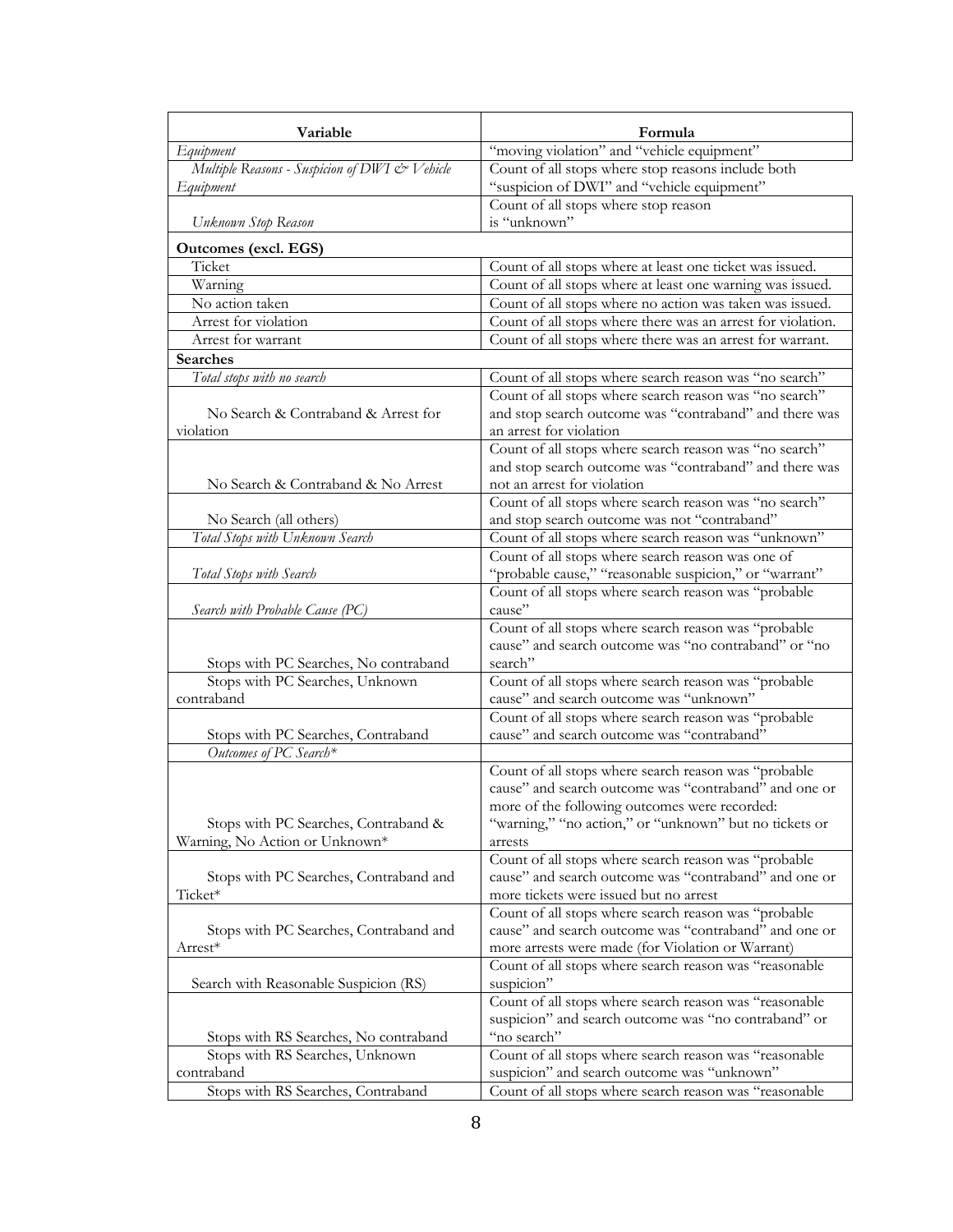| Variable | Formula |
|---|---|
| *Equipment* | "moving violation" and "vehicle equipment" |
| *Multiple Reasons - Suspicion of DWI & Vehicle Equipment* | Count of all stops where stop reasons include both "suspicion of DWI" and "vehicle equipment" |
| *Unknown Stop Reason* | Count of all stops where stop reason is "unknown" |
| **Outcomes (excl. EGS)** | |
| Ticket | Count of all stops where at least one ticket was issued. |
| Warning | Count of all stops where at least one warning was issued. |
| No action taken | Count of all stops where no action was taken was issued. |
| Arrest for violation | Count of all stops where there was an arrest for violation. |
| Arrest for warrant | Count of all stops where there was an arrest for warrant. |
| **Searches** | |
| *Total stops with no search* | Count of all stops where search reason was "no search" |
| No Search & Contraband & Arrest for violation | Count of all stops where search reason was "no search" and stop search outcome was "contraband" and there was an arrest for violation |
| No Search & Contraband & No Arrest | Count of all stops where search reason was "no search" and stop search outcome was "contraband" and there was not an arrest for violation |
| No Search (all others) | Count of all stops where search reason was "no search" and stop search outcome was not "contraband" |
| *Total Stops with Unknown Search* | Count of all stops where search reason was "unknown" |
| *Total Stops with Search* | Count of all stops where search reason was one of "probable cause," "reasonable suspicion," or "warrant" |
| *Search with Probable Cause (PC)* | Count of all stops where search reason was "probable cause" |
| Stops with PC Searches, No contraband | Count of all stops where search reason was "probable cause" and search outcome was "no contraband" or "no search" |
| Stops with PC Searches, Unknown contraband | Count of all stops where search reason was "probable cause" and search outcome was "unknown" |
| Stops with PC Searches, Contraband | Count of all stops where search reason was "probable cause" and search outcome was "contraband" |
| *Outcomes of PC Search** | |
| Stops with PC Searches, Contraband & Warning, No Action or Unknown* | Count of all stops where search reason was "probable cause" and search outcome was "contraband" and one or more of the following outcomes were recorded: "warning," "no action," or "unknown" but no tickets or arrests |
| Stops with PC Searches, Contraband and Ticket* | Count of all stops where search reason was "probable cause" and search outcome was "contraband" and one or more tickets were issued but no arrest |
| Stops with PC Searches, Contraband and Arrest* | Count of all stops where search reason was "probable cause" and search outcome was "contraband" and one or more arrests were made (for Violation or Warrant) |
| Search with Reasonable Suspicion (RS) | Count of all stops where search reason was "reasonable suspicion" |
| Stops with RS Searches, No contraband | Count of all stops where search reason was "reasonable suspicion" and search outcome was "no contraband" or "no search" |
| Stops with RS Searches, Unknown contraband | Count of all stops where search reason was "reasonable suspicion" and search outcome was "unknown" |
| Stops with RS Searches, Contraband | Count of all stops where search reason was "reasonable |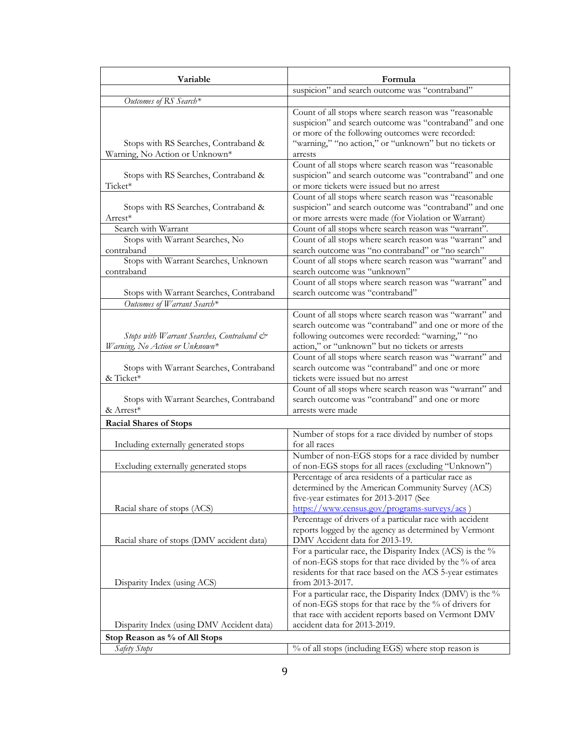| Variable | Formula |
|---|---|
| | suspicion" and search outcome was "contraband" |
| *Outcomes of RS Search** | |
| Stops with RS Searches, Contraband & Warning, No Action or Unknown* | Count of all stops where search reason was "reasonable suspicion" and search outcome was "contraband" and one or more of the following outcomes were recorded: "warning," "no action," or "unknown" but no tickets or arrests |
| Stops with RS Searches, Contraband & Ticket* | Count of all stops where search reason was "reasonable suspicion" and search outcome was "contraband" and one or more tickets were issued but no arrest |
| Stops with RS Searches, Contraband & Arrest* | Count of all stops where search reason was "reasonable suspicion" and search outcome was "contraband" and one or more arrests were made (for Violation or Warrant) |
| Search with Warrant | Count of all stops where search reason was "warrant". |
| Stops with Warrant Searches, No contraband | Count of all stops where search reason was "warrant" and search outcome was "no contraband" or "no search" |
| Stops with Warrant Searches, Unknown contraband | Count of all stops where search reason was "warrant" and search outcome was "unknown" |
| Stops with Warrant Searches, Contraband | Count of all stops where search reason was "warrant" and search outcome was "contraband" |
| *Outcomes of Warrant Search** | |
| *Stops with Warrant Searches, Contraband & Warning, No Action or Unknown** | Count of all stops where search reason was "warrant" and search outcome was "contraband" and one or more of the following outcomes were recorded: "warning," "no action," or "unknown" but no tickets or arrests |
| Stops with Warrant Searches, Contraband & Ticket* | Count of all stops where search reason was "warrant" and search outcome was "contraband" and one or more tickets were issued but no arrest |
| Stops with Warrant Searches, Contraband & Arrest* | Count of all stops where search reason was "warrant" and search outcome was "contraband" and one or more arrests were made |
| **Racial Shares of Stops** | |
| Including externally generated stops | Number of stops for a race divided by number of stops for all races |
| Excluding externally generated stops | Number of non-EGS stops for a race divided by number of non-EGS stops for all races (excluding "Unknown") |
| Racial share of stops (ACS) | Percentage of area residents of a particular race as determined by the American Community Survey (ACS) five-year estimates for 2013-2017 (See https://www.census.gov/programs-surveys/acs ) |
| Racial share of stops (DMV accident data) | Percentage of drivers of a particular race with accident reports logged by the agency as determined by Vermont DMV Accident data for 2013-19. |
| Disparity Index (using ACS) | For a particular race, the Disparity Index (ACS) is the % of non-EGS stops for that race divided by the % of area residents for that race based on the ACS 5-year estimates from 2013-2017. |
| Disparity Index (using DMV Accident data) | For a particular race, the Disparity Index (DMV) is the % of non-EGS stops for that race by the % of drivers for that race with accident reports based on Vermont DMV accident data for 2013-2019. |
| **Stop Reason as % of All Stops** | |
| *Safety Stops* | % of all stops (including EGS) where stop reason is |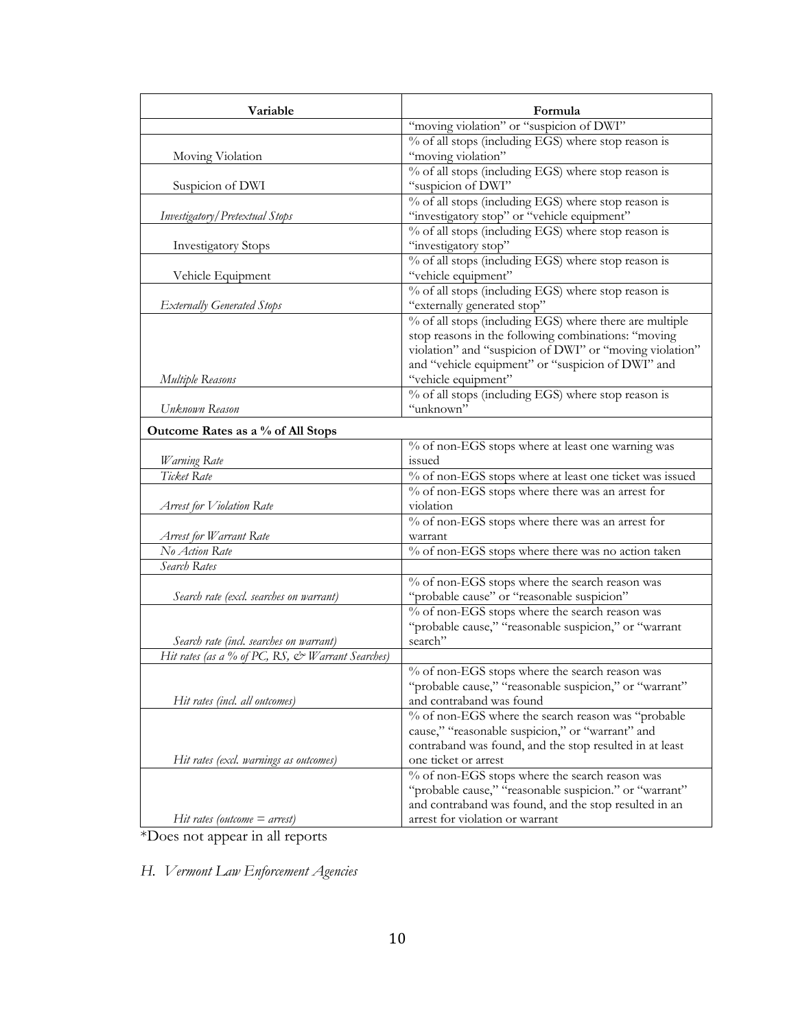| Variable | Formula |
|---|---|
| | "moving violation" or "suspicion of DWI" |
| Moving Violation | % of all stops (including EGS) where stop reason is "moving violation" |
| Suspicion of DWI | % of all stops (including EGS) where stop reason is "suspicion of DWI" |
| *Investigatory/Pretextual Stops* | % of all stops (including EGS) where stop reason is "investigatory stop" or "vehicle equipment" |
| Investigatory Stops | % of all stops (including EGS) where stop reason is "investigatory stop" |
| Vehicle Equipment | % of all stops (including EGS) where stop reason is "vehicle equipment" |
| *Externally Generated Stops* | % of all stops (including EGS) where stop reason is "externally generated stop" |
| *Multiple Reasons* | % of all stops (including EGS) where there are multiple stop reasons in the following combinations: "moving violation" and "suspicion of DWI" or "moving violation" and "vehicle equipment" or "suspicion of DWI" and "vehicle equipment" |
| *Unknown Reason* | % of all stops (including EGS) where stop reason is "unknown" |
| **Outcome Rates as a % of All Stops** | |
| *Warning Rate* | % of non-EGS stops where at least one warning was issued |
| *Ticket Rate* | % of non-EGS stops where at least one ticket was issued |
| *Arrest for Violation Rate* | % of non-EGS stops where there was an arrest for violation |
| *Arrest for Warrant Rate* | % of non-EGS stops where there was an arrest for warrant |
| *No Action Rate* | % of non-EGS stops where there was no action taken |
| *Search Rates* | |
| *Search rate (excl. searches on warrant)* | % of non-EGS stops where the search reason was "probable cause" or "reasonable suspicion" |
| *Search rate (incl. searches on warrant)* | % of non-EGS stops where the search reason was "probable cause," "reasonable suspicion," or "warrant search" |
| *Hit rates (as a % of PC, RS, & Warrant Searches)* | |
| *Hit rates (incl. all outcomes)* | % of non-EGS stops where the search reason was "probable cause," "reasonable suspicion," or "warrant" and contraband was found |
| *Hit rates (excl. warnings as outcomes)* | % of non-EGS where the search reason was "probable cause," "reasonable suspicion," or "warrant" and contraband was found, and the stop resulted in at least one ticket or arrest |
| *Hit rates (outcome = arrest)* | % of non-EGS stops where the search reason was "probable cause," "reasonable suspicion." or "warrant" and contraband was found, and the stop resulted in an arrest for violation or warrant |

*Does not appear in all reports

## *H. Vermont Law Enforcement Agencies*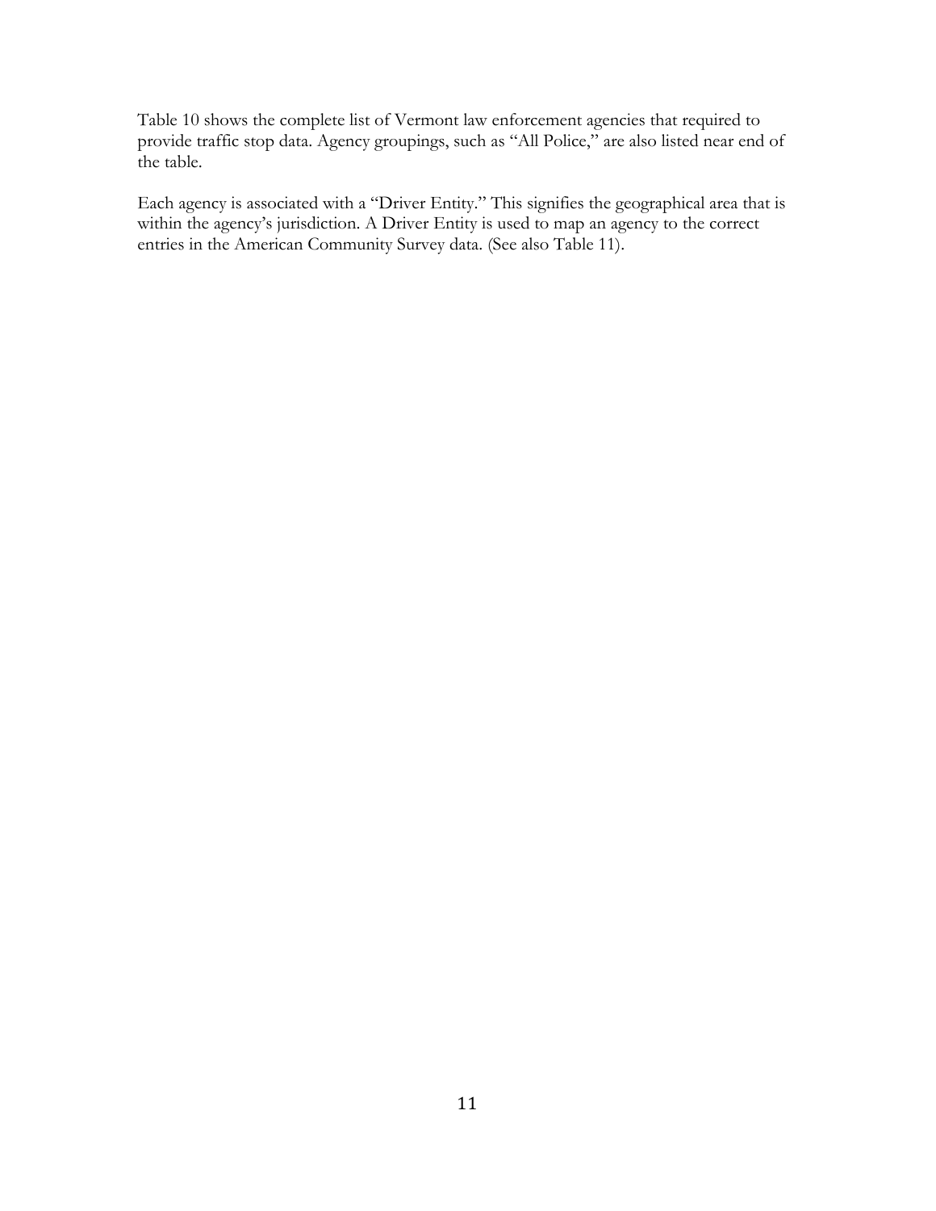Table 10 shows the complete list of Vermont law enforcement agencies that required to provide traffic stop data. Agency groupings, such as "All Police," are also listed near end of the table.

Each agency is associated with a "Driver Entity." This signifies the geographical area that is within the agency's jurisdiction. A Driver Entity is used to map an agency to the correct entries in the American Community Survey data. (See also Table 11).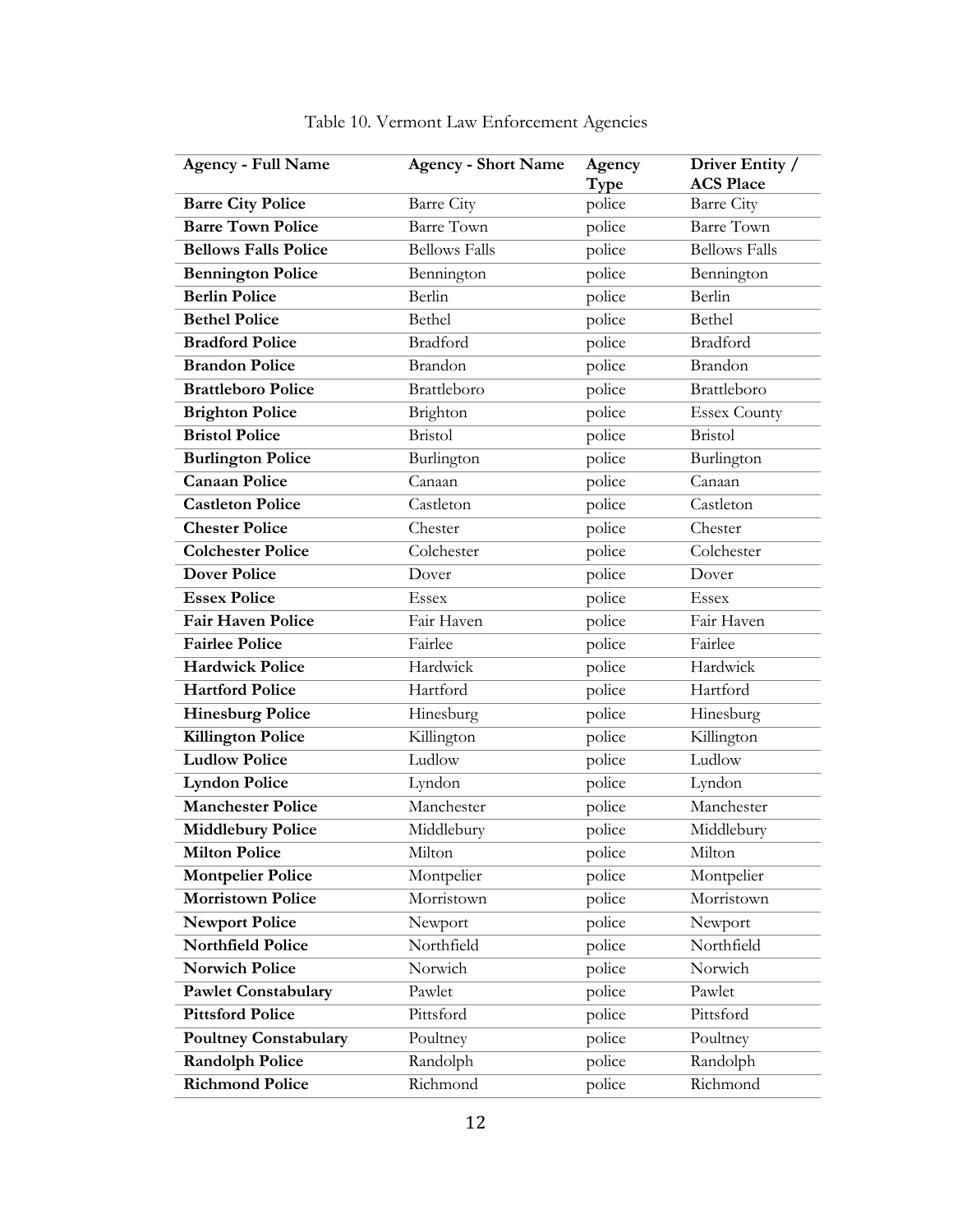Table 10. Vermont Law Enforcement Agencies

| Agency - Full Name | Agency - Short Name | Agency Type | Driver Entity / ACS Place |
|---|---|---|---|
| **Barre City Police** | Barre City | police | Barre City |
| **Barre Town Police** | Barre Town | police | Barre Town |
| **Bellows Falls Police** | Bellows Falls | police | Bellows Falls |
| **Bennington Police** | Bennington | police | Bennington |
| **Berlin Police** | Berlin | police | Berlin |
| **Bethel Police** | Bethel | police | Bethel |
| **Bradford Police** | Bradford | police | Bradford |
| **Brandon Police** | Brandon | police | Brandon |
| **Brattleboro Police** | Brattleboro | police | Brattleboro |
| **Brighton Police** | Brighton | police | Essex County |
| **Bristol Police** | Bristol | police | Bristol |
| **Burlington Police** | Burlington | police | Burlington |
| **Canaan Police** | Canaan | police | Canaan |
| **Castleton Police** | Castleton | police | Castleton |
| **Chester Police** | Chester | police | Chester |
| **Colchester Police** | Colchester | police | Colchester |
| **Dover Police** | Dover | police | Dover |
| **Essex Police** | Essex | police | Essex |
| **Fair Haven Police** | Fair Haven | police | Fair Haven |
| **Fairlee Police** | Fairlee | police | Fairlee |
| **Hardwick Police** | Hardwick | police | Hardwick |
| **Hartford Police** | Hartford | police | Hartford |
| **Hinesburg Police** | Hinesburg | police | Hinesburg |
| **Killington Police** | Killington | police | Killington |
| **Ludlow Police** | Ludlow | police | Ludlow |
| **Lyndon Police** | Lyndon | police | Lyndon |
| **Manchester Police** | Manchester | police | Manchester |
| **Middlebury Police** | Middlebury | police | Middlebury |
| **Milton Police** | Milton | police | Milton |
| **Montpelier Police** | Montpelier | police | Montpelier |
| **Morristown Police** | Morristown | police | Morristown |
| **Newport Police** | Newport | police | Newport |
| **Northfield Police** | Northfield | police | Northfield |
| **Norwich Police** | Norwich | police | Norwich |
| **Pawlet Constabulary** | Pawlet | police | Pawlet |
| **Pittsford Police** | Pittsford | police | Pittsford |
| **Poultney Constabulary** | Poultney | police | Poultney |
| **Randolph Police** | Randolph | police | Randolph |
| **Richmond Police** | Richmond | police | Richmond |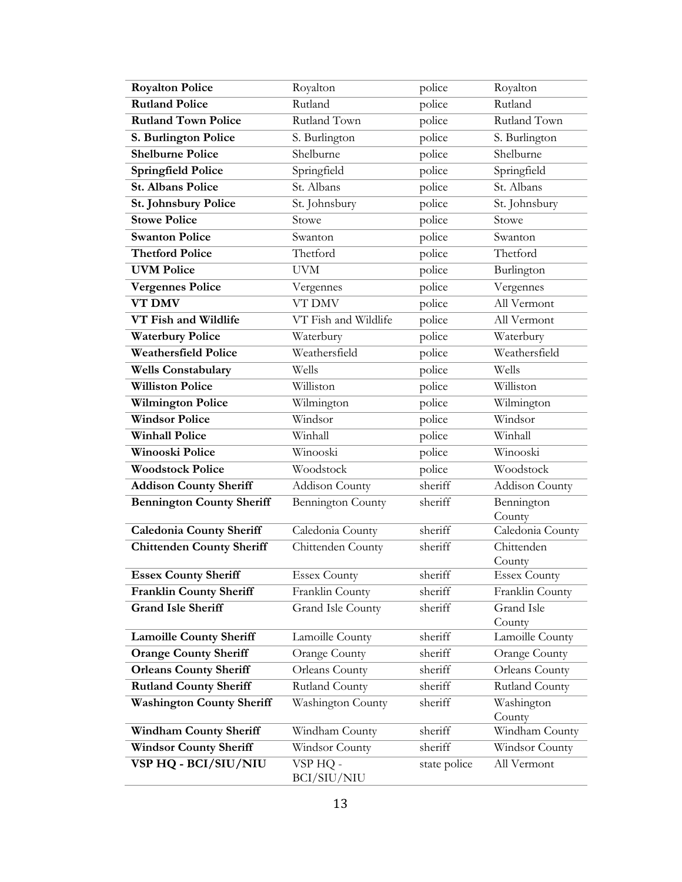| **Royalton Police** | Royalton | police | Royalton |
|---|---|---|---|
| **Rutland Police** | Rutland | police | Rutland |
| **Rutland Town Police** | Rutland Town | police | Rutland Town |
| **S. Burlington Police** | S. Burlington | police | S. Burlington |
| **Shelburne Police** | Shelburne | police | Shelburne |
| **Springfield Police** | Springfield | police | Springfield |
| **St. Albans Police** | St. Albans | police | St. Albans |
| **St. Johnsbury Police** | St. Johnsbury | police | St. Johnsbury |
| **Stowe Police** | Stowe | police | Stowe |
| **Swanton Police** | Swanton | police | Swanton |
| **Thetford Police** | Thetford | police | Thetford |
| **UVM Police** | UVM | police | Burlington |
| **Vergennes Police** | Vergennes | police | Vergennes |
| **VT DMV** | VT DMV | police | All Vermont |
| **VT Fish and Wildlife** | VT Fish and Wildlife | police | All Vermont |
| **Waterbury Police** | Waterbury | police | Waterbury |
| **Weathersfield Police** | Weathersfield | police | Weathersfield |
| **Wells Constabulary** | Wells | police | Wells |
| **Williston Police** | Williston | police | Williston |
| **Wilmington Police** | Wilmington | police | Wilmington |
| **Windsor Police** | Windsor | police | Windsor |
| **Winhall Police** | Winhall | police | Winhall |
| **Winooski Police** | Winooski | police | Winooski |
| **Woodstock Police** | Woodstock | police | Woodstock |
| **Addison County Sheriff** | Addison County | sheriff | Addison County |
| **Bennington County Sheriff** | Bennington County | sheriff | Bennington County |
| **Caledonia County Sheriff** | Caledonia County | sheriff | Caledonia County |
| **Chittenden County Sheriff** | Chittenden County | sheriff | Chittenden County |
| **Essex County Sheriff** | Essex County | sheriff | Essex County |
| **Franklin County Sheriff** | Franklin County | sheriff | Franklin County |
| **Grand Isle Sheriff** | Grand Isle County | sheriff | Grand Isle County |
| **Lamoille County Sheriff** | Lamoille County | sheriff | Lamoille County |
| **Orange County Sheriff** | Orange County | sheriff | Orange County |
| **Orleans County Sheriff** | Orleans County | sheriff | Orleans County |
| **Rutland County Sheriff** | Rutland County | sheriff | Rutland County |
| **Washington County Sheriff** | Washington County | sheriff | Washington County |
| **Windham County Sheriff** | Windham County | sheriff | Windham County |
| **Windsor County Sheriff** | Windsor County | sheriff | Windsor County |
| **VSP HQ - BCI/SIU/NIU** | VSP HQ - BCI/SIU/NIU | state police | All Vermont |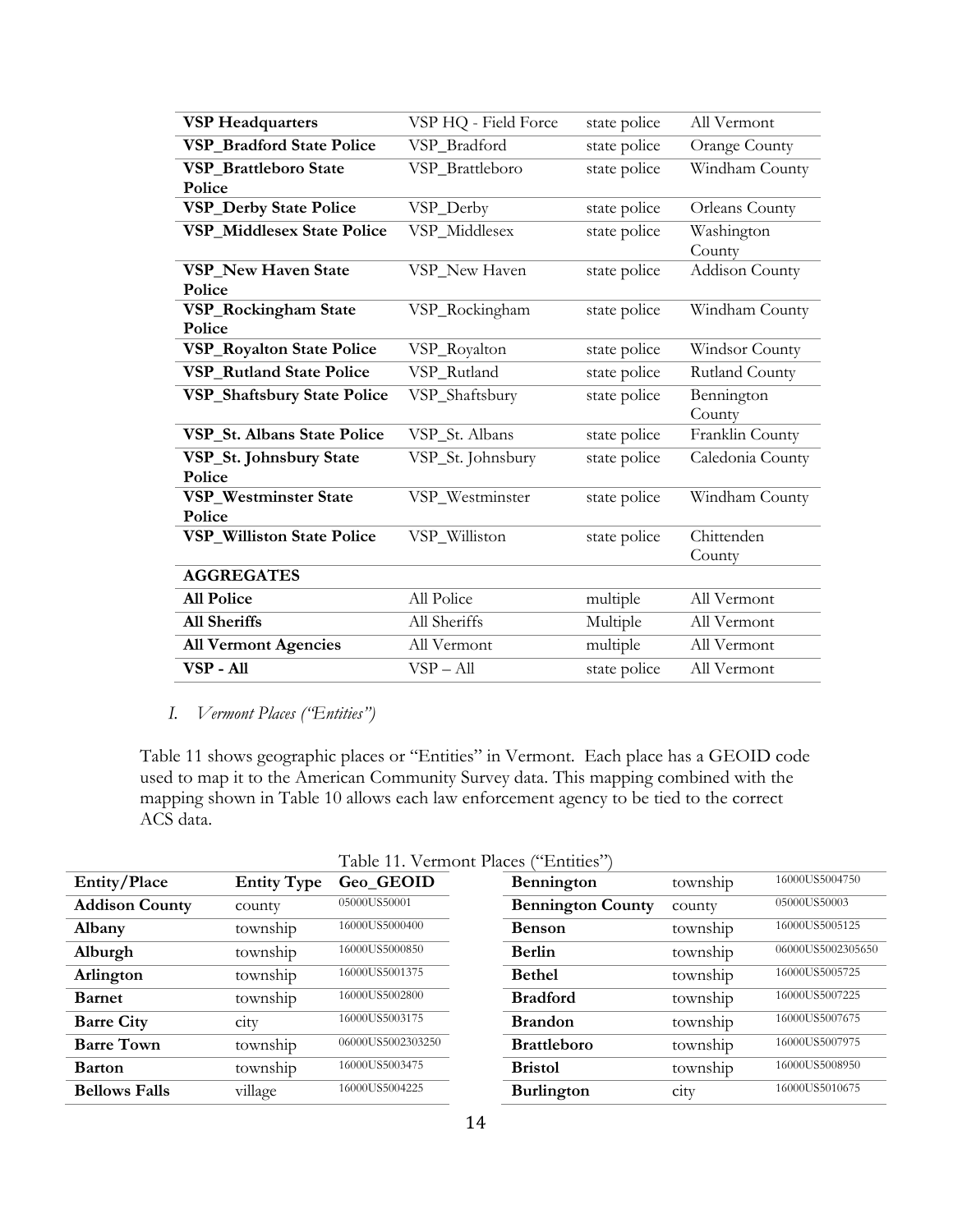| VSP Headquarters | VSP HQ - Field Force | state police | All Vermont |
|---|---|---|---|
| **VSP_Bradford State Police** | VSP_Bradford | state police | Orange County |
| **VSP_Brattleboro State Police** | VSP_Brattleboro | state police | Windham County |
| **VSP_Derby State Police** | VSP_Derby | state police | Orleans County |
| **VSP_Middlesex State Police** | VSP_Middlesex | state police | Washington County |
| **VSP_New Haven State Police** | VSP_New Haven | state police | Addison County |
| **VSP_Rockingham State Police** | VSP_Rockingham | state police | Windham County |
| **VSP_Royalton State Police** | VSP_Royalton | state police | Windsor County |
| **VSP_Rutland State Police** | VSP_Rutland | state police | Rutland County |
| **VSP_Shaftsbury State Police** | VSP_Shaftsbury | state police | Bennington County |
| **VSP_St. Albans State Police** | VSP_St. Albans | state police | Franklin County |
| **VSP_St. Johnsbury State Police** | VSP_St. Johnsbury | state police | Caledonia County |
| **VSP_Westminster State Police** | VSP_Westminster | state police | Windham County |
| **VSP_Williston State Police** | VSP_Williston | state police | Chittenden County |
| **AGGREGATES** | | | |
| **All Police** | All Police | multiple | All Vermont |
| **All Sheriffs** | All Sheriffs | Multiple | All Vermont |
| **All Vermont Agencies** | All Vermont | multiple | All Vermont |
| **VSP - All** | VSP – All | state police | All Vermont |

## I. *Vermont Places ("Entities")*

Table 11 shows geographic places or "Entities" in Vermont. Each place has a GEOID code used to map it to the American Community Survey data. This mapping combined with the mapping shown in Table 10 allows each law enforcement agency to be tied to the correct ACS data.

Table 11. Vermont Places ("Entities")

| Entity/Place | Entity Type | Geo_GEOID |
|---|---|---|
| **Addison County** | county | 05000US50001 |
| **Albany** | township | 16000US5000400 |
| **Alburgh** | township | 16000US5000850 |
| **Arlington** | township | 16000US5001375 |
| **Barnet** | township | 16000US5002800 |
| **Barre City** | city | 16000US5003175 |
| **Barre Town** | township | 06000US5002303250 |
| **Barton** | township | 16000US5003475 |
| **Bellows Falls** | village | 16000US5004225 |
| **Bennington** | township | 16000US5004750 |
| **Bennington County** | county | 05000US50003 |
| **Benson** | township | 16000US5005125 |
| **Berlin** | township | 06000US5002305650 |
| **Bethel** | township | 16000US5005725 |
| **Bradford** | township | 16000US5007225 |
| **Brandon** | township | 16000US5007675 |
| **Brattleboro** | township | 16000US5007975 |
| **Bristol** | township | 16000US5008950 |
| **Burlington** | city | 16000US5010675 |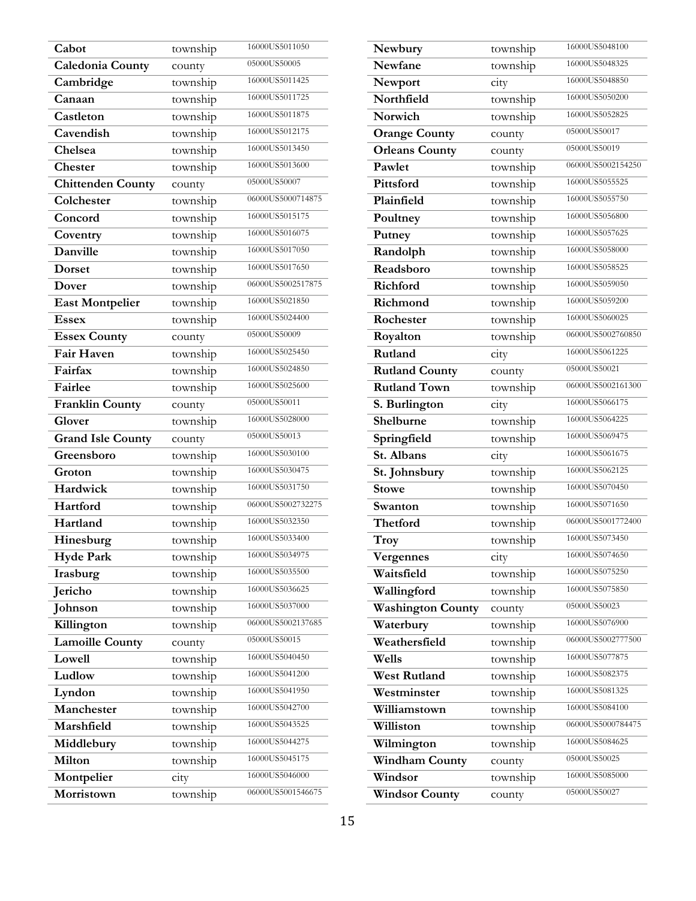| | | |
|---|---|---|
| **Cabot** | township | 16000US5011050 |
| **Caledonia County** | county | 05000US50005 |
| **Cambridge** | township | 16000US5011425 |
| **Canaan** | township | 16000US5011725 |
| **Castleton** | township | 16000US5011875 |
| **Cavendish** | township | 16000US5012175 |
| **Chelsea** | township | 16000US5013450 |
| **Chester** | township | 16000US5013600 |
| **Chittenden County** | county | 05000US50007 |
| **Colchester** | township | 06000US5000714875 |
| **Concord** | township | 16000US5015175 |
| **Coventry** | township | 16000US5016075 |
| **Danville** | township | 16000US5017050 |
| **Dorset** | township | 16000US5017650 |
| **Dover** | township | 06000US5002517875 |
| **East Montpelier** | township | 16000US5021850 |
| **Essex** | township | 16000US5024400 |
| **Essex County** | county | 05000US50009 |
| **Fair Haven** | township | 16000US5025450 |
| **Fairfax** | township | 16000US5024850 |
| **Fairlee** | township | 16000US5025600 |
| **Franklin County** | county | 05000US50011 |
| **Glover** | township | 16000US5028000 |
| **Grand Isle County** | county | 05000US50013 |
| **Greensboro** | township | 16000US5030100 |
| **Groton** | township | 16000US5030475 |
| **Hardwick** | township | 16000US5031750 |
| **Hartford** | township | 06000US5002732275 |
| **Hartland** | township | 16000US5032350 |
| **Hinesburg** | township | 16000US5033400 |
| **Hyde Park** | township | 16000US5034975 |
| **Irasburg** | township | 16000US5035500 |
| **Jericho** | township | 16000US5036625 |
| **Johnson** | township | 16000US5037000 |
| **Killington** | township | 06000US5002137685 |
| **Lamoille County** | county | 05000US50015 |
| **Lowell** | township | 16000US5040450 |
| **Ludlow** | township | 16000US5041200 |
| **Lyndon** | township | 16000US5041950 |
| **Manchester** | township | 16000US5042700 |
| **Marshfield** | township | 16000US5043525 |
| **Middlebury** | township | 16000US5044275 |
| **Milton** | township | 16000US5045175 |
| **Montpelier** | city | 16000US5046000 |
| **Morristown** | township | 06000US5001546675 |
| **Newbury** | township | 16000US5048100 |
| **Newfane** | township | 16000US5048325 |
| **Newport** | city | 16000US5048850 |
| **Northfield** | township | 16000US5050200 |
| **Norwich** | township | 16000US5052825 |
| **Orange County** | county | 05000US50017 |
| **Orleans County** | county | 05000US50019 |
| **Pawlet** | township | 06000US5002154250 |
| **Pittsford** | township | 16000US5055525 |
| **Plainfield** | township | 16000US5055750 |
| **Poultney** | township | 16000US5056800 |
| **Putney** | township | 16000US5057625 |
| **Randolph** | township | 16000US5058000 |
| **Readsboro** | township | 16000US5058525 |
| **Richford** | township | 16000US5059050 |
| **Richmond** | township | 16000US5059200 |
| **Rochester** | township | 16000US5060025 |
| **Royalton** | township | 06000US5002760850 |
| **Rutland** | city | 16000US5061225 |
| **Rutland County** | county | 05000US50021 |
| **Rutland Town** | township | 06000US5002161300 |
| **S. Burlington** | city | 16000US5066175 |
| **Shelburne** | township | 16000US5064225 |
| **Springfield** | township | 16000US5069475 |
| **St. Albans** | city | 16000US5061675 |
| **St. Johnsbury** | township | 16000US5062125 |
| **Stowe** | township | 16000US5070450 |
| **Swanton** | township | 16000US5071650 |
| **Thetford** | township | 06000US5001772400 |
| **Troy** | township | 16000US5073450 |
| **Vergennes** | city | 16000US5074650 |
| **Waitsfield** | township | 16000US5075250 |
| **Wallingford** | township | 16000US5075850 |
| **Washington County** | county | 05000US50023 |
| **Waterbury** | township | 16000US5076900 |
| **Weathersfield** | township | 06000US5002777500 |
| **Wells** | township | 16000US5077875 |
| **West Rutland** | township | 16000US5082375 |
| **Westminster** | township | 16000US5081325 |
| **Williamstown** | township | 16000US5084100 |
| **Williston** | township | 06000US5000784475 |
| **Wilmington** | township | 16000US5084625 |
| **Windham County** | county | 05000US50025 |
| **Windsor** | township | 16000US5085000 |
| **Windsor County** | county | 05000US50027 |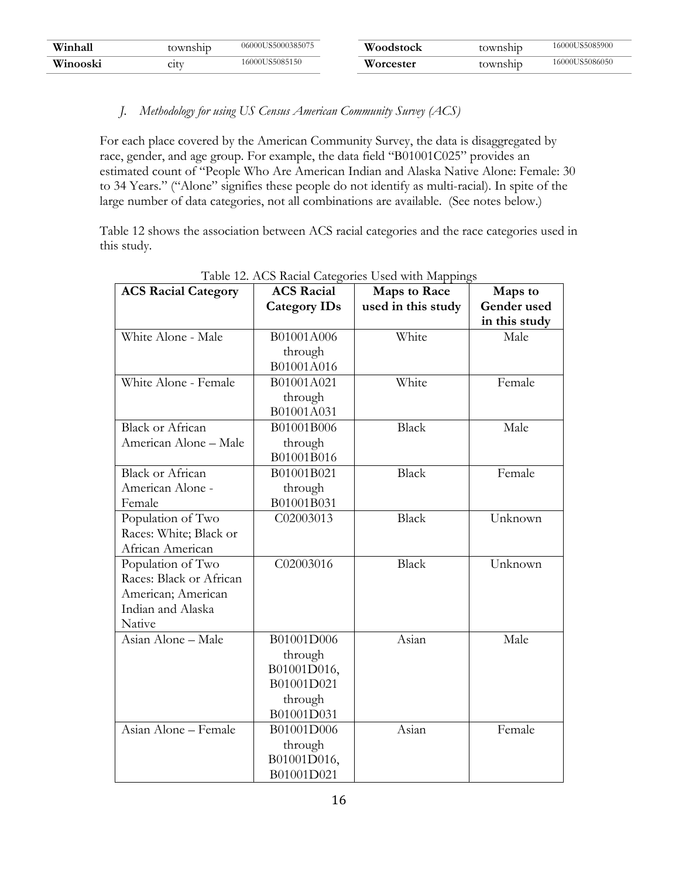| Winhall | township | 06000US5000385075 | Woodstock | township | 16000US5085900 |
|---|---|---|---|---|---|
| Winooski | city | 16000US5085150 | Worcester | township | 16000US5086050 |

*J. Methodology for using US Census American Community Survey (ACS)*

For each place covered by the American Community Survey, the data is disaggregated by race, gender, and age group. For example, the data field "B01001C025" provides an estimated count of "People Who Are American Indian and Alaska Native Alone: Female: 30 to 34 Years." ("Alone" signifies these people do not identify as multi-racial). In spite of the large number of data categories, not all combinations are available. (See notes below.)

Table 12 shows the association between ACS racial categories and the race categories used in this study.

Table 12. ACS Racial Categories Used with Mappings

| ACS Racial Category | ACS Racial Category IDs | Maps to Race used in this study | Maps to Gender used in this study |
|---|---|---|---|
| White Alone - Male | B01001A006 through B01001A016 | White | Male |
| White Alone - Female | B01001A021 through B01001A031 | White | Female |
| Black or African American Alone – Male | B01001B006 through B01001B016 | Black | Male |
| Black or African American Alone - Female | B01001B021 through B01001B031 | Black | Female |
| Population of Two Races: White; Black or African American | C02003013 | Black | Unknown |
| Population of Two Races: Black or African American; American Indian and Alaska Native | C02003016 | Black | Unknown |
| Asian Alone – Male | B01001D006 through B01001D016, B01001D021 through B01001D031 | Asian | Male |
| Asian Alone – Female | B01001D006 through B01001D016, B01001D021 | Asian | Female |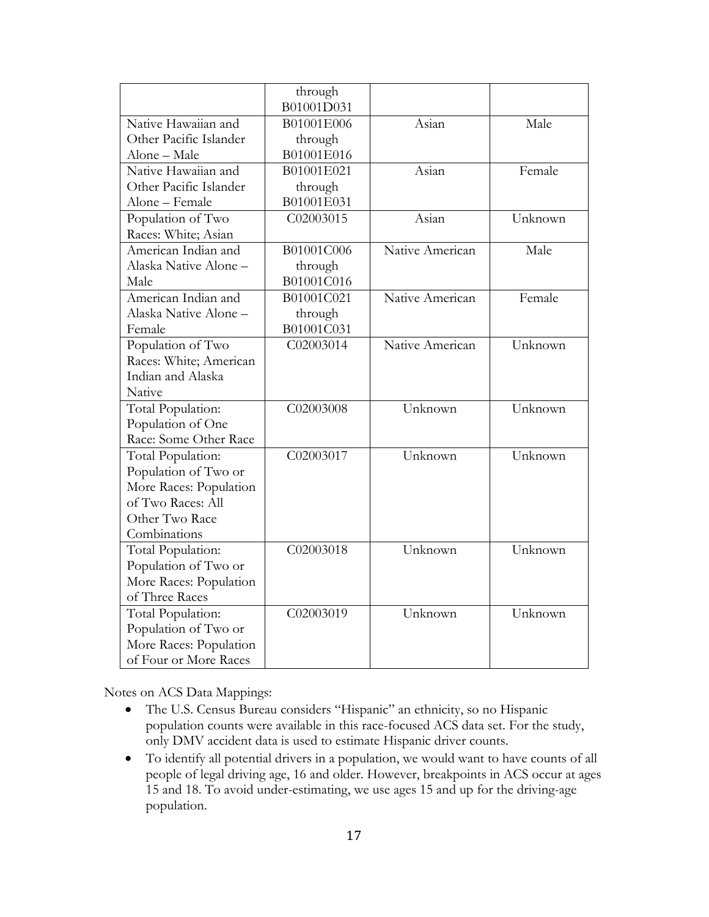| | through B01001D031 | | |
|---|---|---|---|
| Native Hawaiian and Other Pacific Islander Alone – Male | B01001E006 through B01001E016 | Asian | Male |
| Native Hawaiian and Other Pacific Islander Alone – Female | B01001E021 through B01001E031 | Asian | Female |
| Population of Two Races: White; Asian | C02003015 | Asian | Unknown |
| American Indian and Alaska Native Alone – Male | B01001C006 through B01001C016 | Native American | Male |
| American Indian and Alaska Native Alone – Female | B01001C021 through B01001C031 | Native American | Female |
| Population of Two Races: White; American Indian and Alaska Native | C02003014 | Native American | Unknown |
| Total Population: Population of One Race: Some Other Race | C02003008 | Unknown | Unknown |
| Total Population: Population of Two or More Races: Population of Two Races: All Other Two Race Combinations | C02003017 | Unknown | Unknown |
| Total Population: Population of Two or More Races: Population of Three Races | C02003018 | Unknown | Unknown |
| Total Population: Population of Two or More Races: Population of Four or More Races | C02003019 | Unknown | Unknown |

Notes on ACS Data Mappings:

- The U.S. Census Bureau considers "Hispanic" an ethnicity, so no Hispanic population counts were available in this race-focused ACS data set. For the study, only DMV accident data is used to estimate Hispanic driver counts.
- To identify all potential drivers in a population, we would want to have counts of all people of legal driving age, 16 and older. However, breakpoints in ACS occur at ages 15 and 18. To avoid under-estimating, we use ages 15 and up for the driving-age population.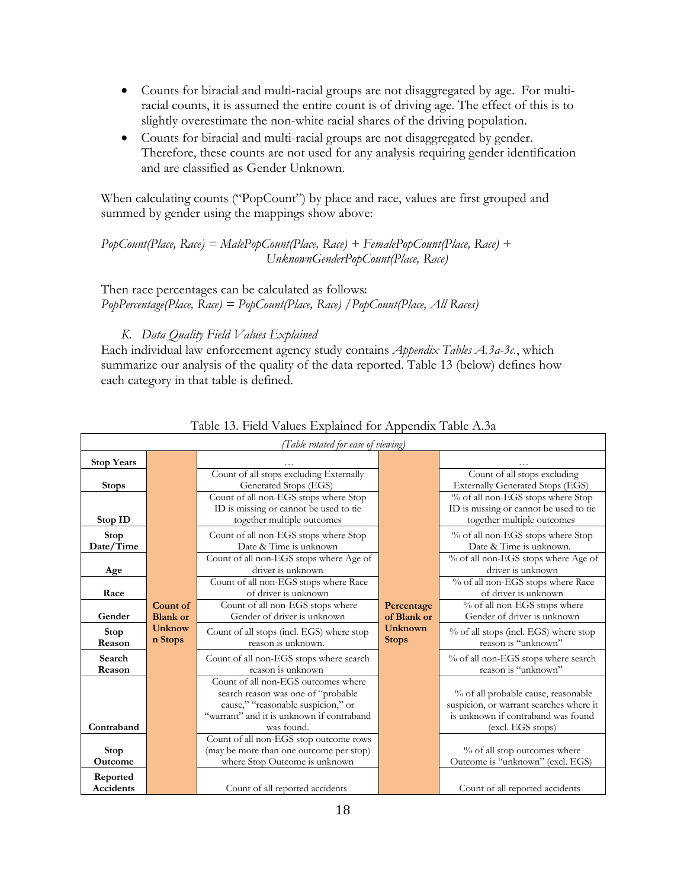- Counts for biracial and multi-racial groups are not disaggregated by age. For multi-racial counts, it is assumed the entire count is of driving age. The effect of this is to slightly overestimate the non-white racial shares of the driving population.
- Counts for biracial and multi-racial groups are not disaggregated by gender. Therefore, these counts are not used for any analysis requiring gender identification and are classified as Gender Unknown.

When calculating counts ("PopCount") by place and race, values are first grouped and summed by gender using the mappings show above:

*PopCount(Place, Race) = MalePopCount(Place, Race) + FemalePopCount(Place, Race) + UnknownGenderPopCount(Place, Race)*

Then race percentages can be calculated as follows:
*PopPercentage(Place, Race) = PopCount(Place, Race) / PopCount(Place, All Races)*

### *K. Data Quality Field Values Explained*

Each individual law enforcement agency study contains *Appendix Tables A.3a-3c.*, which summarize our analysis of the quality of the data reported. Table 13 (below) defines how each category in that table is defined.

Table 13. Field Values Explained for Appendix Table A.3a

*(Table rotated for ease of viewing)*

| | **Count of Blank or Unknown Stops** | | **Percentage of Blank or Unknown Stops** | |
|---|---|---|---|---|
| **Stop Years** | | … | | … |
| **Stops** | | Count of all stops excluding Externally Generated Stops (EGS) | | Count of all stops excluding Externally Generated Stops (EGS) |
| **Stop ID** | | Count of all non-EGS stops where Stop ID is missing or cannot be used to tie together multiple outcomes | | % of all non-EGS stops where Stop ID is missing or cannot be used to tie together multiple outcomes |
| **Stop Date/Time** | | Count of all non-EGS stops where Stop Date & Time is unknown | | % of all non-EGS stops where Stop Date & Time is unknown. |
| **Age** | | Count of all non-EGS stops where Age of driver is unknown | | % of all non-EGS stops where Age of driver is unknown |
| **Race** | | Count of all non-EGS stops where Race of driver is unknown | | % of all non-EGS stops where Race of driver is unknown |
| **Gender** | | Count of all non-EGS stops where Gender of driver is unknown | | % of all non-EGS stops where Gender of driver is unknown |
| **Stop Reason** | | Count of all stops (incl. EGS) where stop reason is unknown. | | % of all stops (incl. EGS) where stop reason is "unknown" |
| **Search Reason** | | Count of all non-EGS stops where search reason is unknown | | % of all non-EGS stops where search reason is "unknown" |
| **Contraband** | | Count of all non-EGS outcomes where search reason was one of "probable cause," "reasonable suspicion," or "warrant" and it is unknown if contraband was found. | | % of all probable cause, reasonable suspicion, or warrant searches where it is unknown if contraband was found (excl. EGS stops) |
| **Stop Outcome** | | Count of all non-EGS stop outcome rows (may be more than one outcome per stop) where Stop Outcome is unknown | | % of all stop outcomes where Outcome is "unknown" (excl. EGS) |
| **Reported Accidents** | | Count of all reported accidents | | Count of all reported accidents |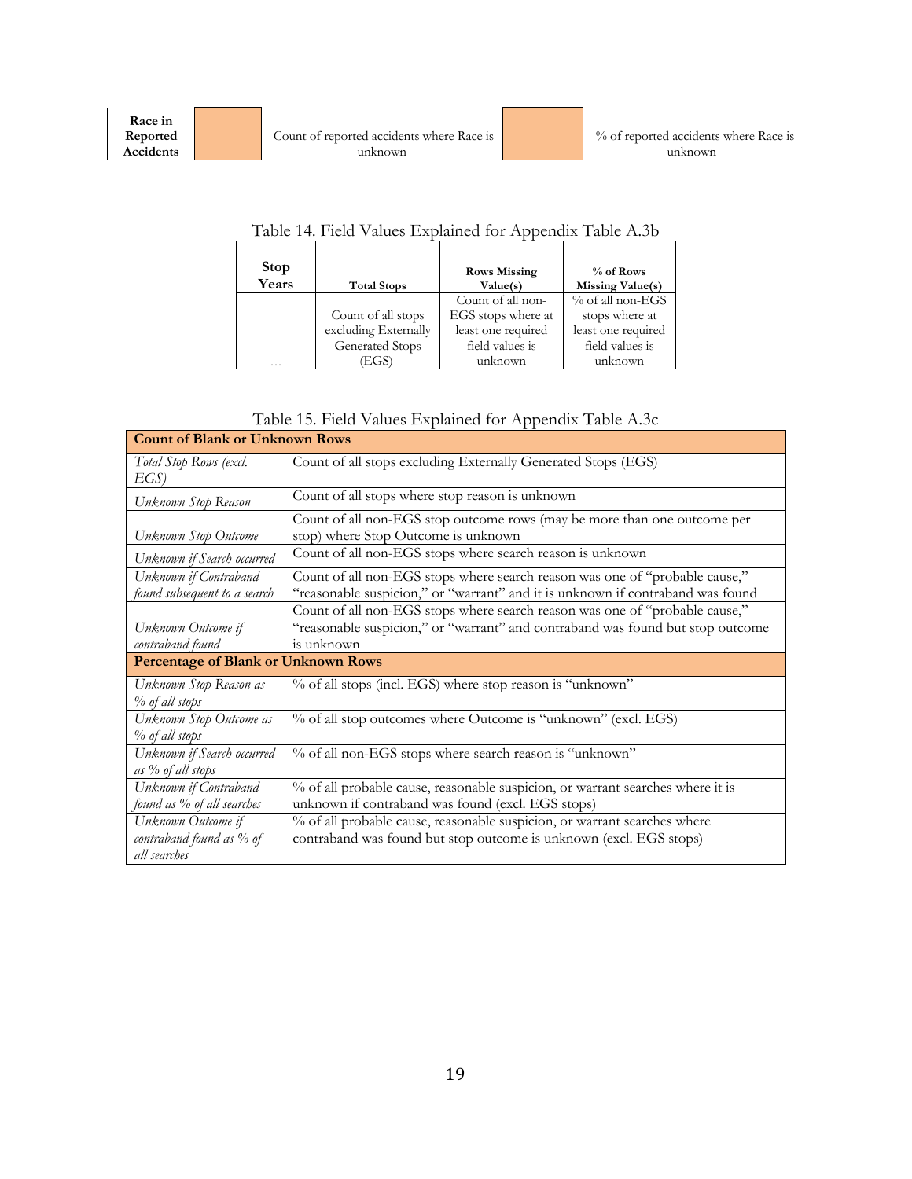| Race in Reported Accidents | | Count of reported accidents where Race is unknown | | % of reported accidents where Race is unknown |
|---|---|---|---|---|

Table 14. Field Values Explained for Appendix Table A.3b

| Stop Years | Total Stops | Rows Missing Value(s) | % of Rows Missing Value(s) |
|---|---|---|---|
| … | Count of all stops excluding Externally Generated Stops (EGS) | Count of all non-EGS stops where at least one required field values is unknown | % of all non-EGS stops where at least one required field values is unknown |

Table 15. Field Values Explained for Appendix Table A.3c

| | |
|---|---|
| **Count of Blank or Unknown Rows** | |
| *Total Stop Rows (excl. EGS)* | Count of all stops excluding Externally Generated Stops (EGS) |
| *Unknown Stop Reason* | Count of all stops where stop reason is unknown |
| *Unknown Stop Outcome* | Count of all non-EGS stop outcome rows (may be more than one outcome per stop) where Stop Outcome is unknown |
| *Unknown if Search occurred* | Count of all non-EGS stops where search reason is unknown |
| *Unknown if Contraband found subsequent to a search* | Count of all non-EGS stops where search reason was one of "probable cause," "reasonable suspicion," or "warrant" and it is unknown if contraband was found |
| *Unknown Outcome if contraband found* | Count of all non-EGS stops where search reason was one of "probable cause," "reasonable suspicion," or "warrant" and contraband was found but stop outcome is unknown |
| **Percentage of Blank or Unknown Rows** | |
| *Unknown Stop Reason as % of all stops* | % of all stops (incl. EGS) where stop reason is "unknown" |
| *Unknown Stop Outcome as % of all stops* | % of all stop outcomes where Outcome is "unknown" (excl. EGS) |
| *Unknown if Search occurred as % of all stops* | % of all non-EGS stops where search reason is "unknown" |
| *Unknown if Contraband found as % of all searches* | % of all probable cause, reasonable suspicion, or warrant searches where it is unknown if contraband was found (excl. EGS stops) |
| *Unknown Outcome if contraband found as % of all searches* | % of all probable cause, reasonable suspicion, or warrant searches where contraband was found but stop outcome is unknown (excl. EGS stops) |